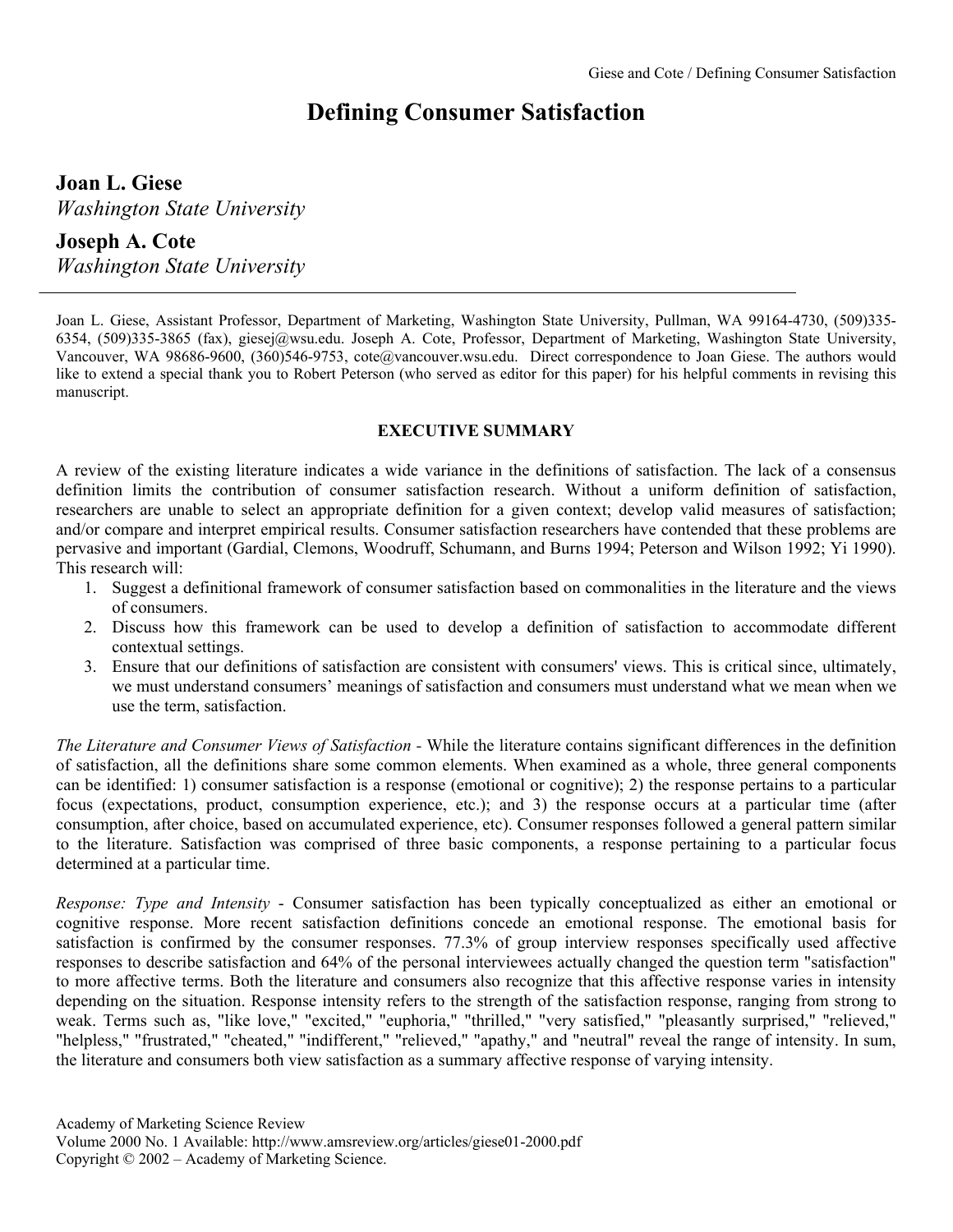# Defining Consumer Satisfaction

**Joan L. Giese**
*Washington State University*

**Joseph A. Cote**
*Washington State University*

---

Joan L. Giese, Assistant Professor, Department of Marketing, Washington State University, Pullman, WA 99164-4730, (509)335-6354, (509)335-3865 (fax), giesej@wsu.edu. Joseph A. Cote, Professor, Department of Marketing, Washington State University, Vancouver, WA 98686-9600, (360)546-9753, cote@vancouver.wsu.edu. Direct correspondence to Joan Giese. The authors would like to extend a special thank you to Robert Peterson (who served as editor for this paper) for his helpful comments in revising this manuscript.

## EXECUTIVE SUMMARY

A review of the existing literature indicates a wide variance in the definitions of satisfaction. The lack of a consensus definition limits the contribution of consumer satisfaction research. Without a uniform definition of satisfaction, researchers are unable to select an appropriate definition for a given context; develop valid measures of satisfaction; and/or compare and interpret empirical results. Consumer satisfaction researchers have contended that these problems are pervasive and important (Gardial, Clemons, Woodruff, Schumann, and Burns 1994; Peterson and Wilson 1992; Yi 1990). This research will:

1. Suggest a definitional framework of consumer satisfaction based on commonalities in the literature and the views of consumers.
2. Discuss how this framework can be used to develop a definition of satisfaction to accommodate different contextual settings.
3. Ensure that our definitions of satisfaction are consistent with consumers' views. This is critical since, ultimately, we must understand consumers' meanings of satisfaction and consumers must understand what we mean when we use the term, satisfaction.

*The Literature and Consumer Views of Satisfaction* - While the literature contains significant differences in the definition of satisfaction, all the definitions share some common elements. When examined as a whole, three general components can be identified: 1) consumer satisfaction is a response (emotional or cognitive); 2) the response pertains to a particular focus (expectations, product, consumption experience, etc.); and 3) the response occurs at a particular time (after consumption, after choice, based on accumulated experience, etc). Consumer responses followed a general pattern similar to the literature. Satisfaction was comprised of three basic components, a response pertaining to a particular focus determined at a particular time.

*Response: Type and Intensity* - Consumer satisfaction has been typically conceptualized as either an emotional or cognitive response. More recent satisfaction definitions concede an emotional response. The emotional basis for satisfaction is confirmed by the consumer responses. 77.3% of group interview responses specifically used affective responses to describe satisfaction and 64% of the personal interviewees actually changed the question term "satisfaction" to more affective terms. Both the literature and consumers also recognize that this affective response varies in intensity depending on the situation. Response intensity refers to the strength of the satisfaction response, ranging from strong to weak. Terms such as, "like love," "excited," "euphoria," "thrilled," "very satisfied," "pleasantly surprised," "relieved," "helpless," "frustrated," "cheated," "indifferent," "relieved," "apathy," and "neutral" reveal the range of intensity. In sum, the literature and consumers both view satisfaction as a summary affective response of varying intensity.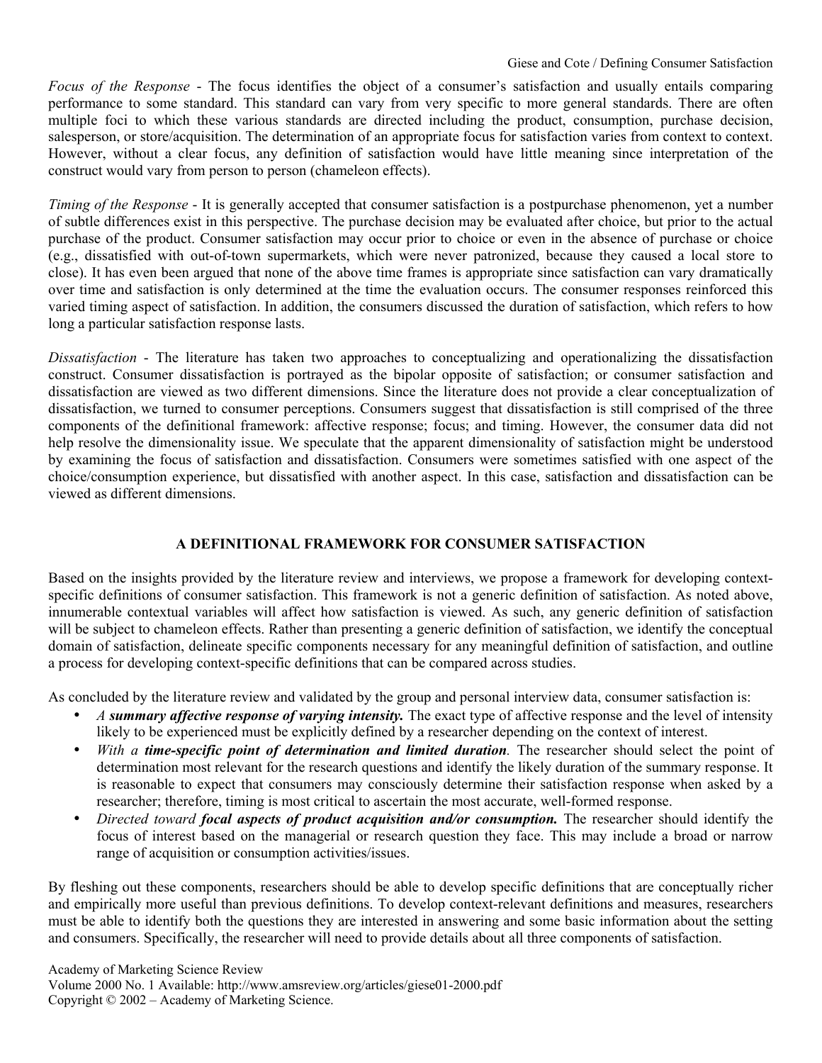*Focus of the Response* - The focus identifies the object of a consumer's satisfaction and usually entails comparing performance to some standard. This standard can vary from very specific to more general standards. There are often multiple foci to which these various standards are directed including the product, consumption, purchase decision, salesperson, or store/acquisition. The determination of an appropriate focus for satisfaction varies from context to context. However, without a clear focus, any definition of satisfaction would have little meaning since interpretation of the construct would vary from person to person (chameleon effects).

*Timing of the Response* - It is generally accepted that consumer satisfaction is a postpurchase phenomenon, yet a number of subtle differences exist in this perspective. The purchase decision may be evaluated after choice, but prior to the actual purchase of the product. Consumer satisfaction may occur prior to choice or even in the absence of purchase or choice (e.g., dissatisfied with out-of-town supermarkets, which were never patronized, because they caused a local store to close). It has even been argued that none of the above time frames is appropriate since satisfaction can vary dramatically over time and satisfaction is only determined at the time the evaluation occurs. The consumer responses reinforced this varied timing aspect of satisfaction. In addition, the consumers discussed the duration of satisfaction, which refers to how long a particular satisfaction response lasts.

*Dissatisfaction* - The literature has taken two approaches to conceptualizing and operationalizing the dissatisfaction construct. Consumer dissatisfaction is portrayed as the bipolar opposite of satisfaction; or consumer satisfaction and dissatisfaction are viewed as two different dimensions. Since the literature does not provide a clear conceptualization of dissatisfaction, we turned to consumer perceptions. Consumers suggest that dissatisfaction is still comprised of the three components of the definitional framework: affective response; focus; and timing. However, the consumer data did not help resolve the dimensionality issue. We speculate that the apparent dimensionality of satisfaction might be understood by examining the focus of satisfaction and dissatisfaction. Consumers were sometimes satisfied with one aspect of the choice/consumption experience, but dissatisfied with another aspect. In this case, satisfaction and dissatisfaction can be viewed as different dimensions.

## A DEFINITIONAL FRAMEWORK FOR CONSUMER SATISFACTION

Based on the insights provided by the literature review and interviews, we propose a framework for developing context-specific definitions of consumer satisfaction. This framework is not a generic definition of satisfaction. As noted above, innumerable contextual variables will affect how satisfaction is viewed. As such, any generic definition of satisfaction will be subject to chameleon effects. Rather than presenting a generic definition of satisfaction, we identify the conceptual domain of satisfaction, delineate specific components necessary for any meaningful definition of satisfaction, and outline a process for developing context-specific definitions that can be compared across studies.

As concluded by the literature review and validated by the group and personal interview data, consumer satisfaction is:

- *A **summary affective response of varying intensity.*** The exact type of affective response and the level of intensity likely to be experienced must be explicitly defined by a researcher depending on the context of interest.
- *With a **time-specific point of determination and limited duration**.* The researcher should select the point of determination most relevant for the research questions and identify the likely duration of the summary response. It is reasonable to expect that consumers may consciously determine their satisfaction response when asked by a researcher; therefore, timing is most critical to ascertain the most accurate, well-formed response.
- *Directed toward **focal aspects of product acquisition and/or consumption.*** The researcher should identify the focus of interest based on the managerial or research question they face. This may include a broad or narrow range of acquisition or consumption activities/issues.

By fleshing out these components, researchers should be able to develop specific definitions that are conceptually richer and empirically more useful than previous definitions. To develop context-relevant definitions and measures, researchers must be able to identify both the questions they are interested in answering and some basic information about the setting and consumers. Specifically, the researcher will need to provide details about all three components of satisfaction.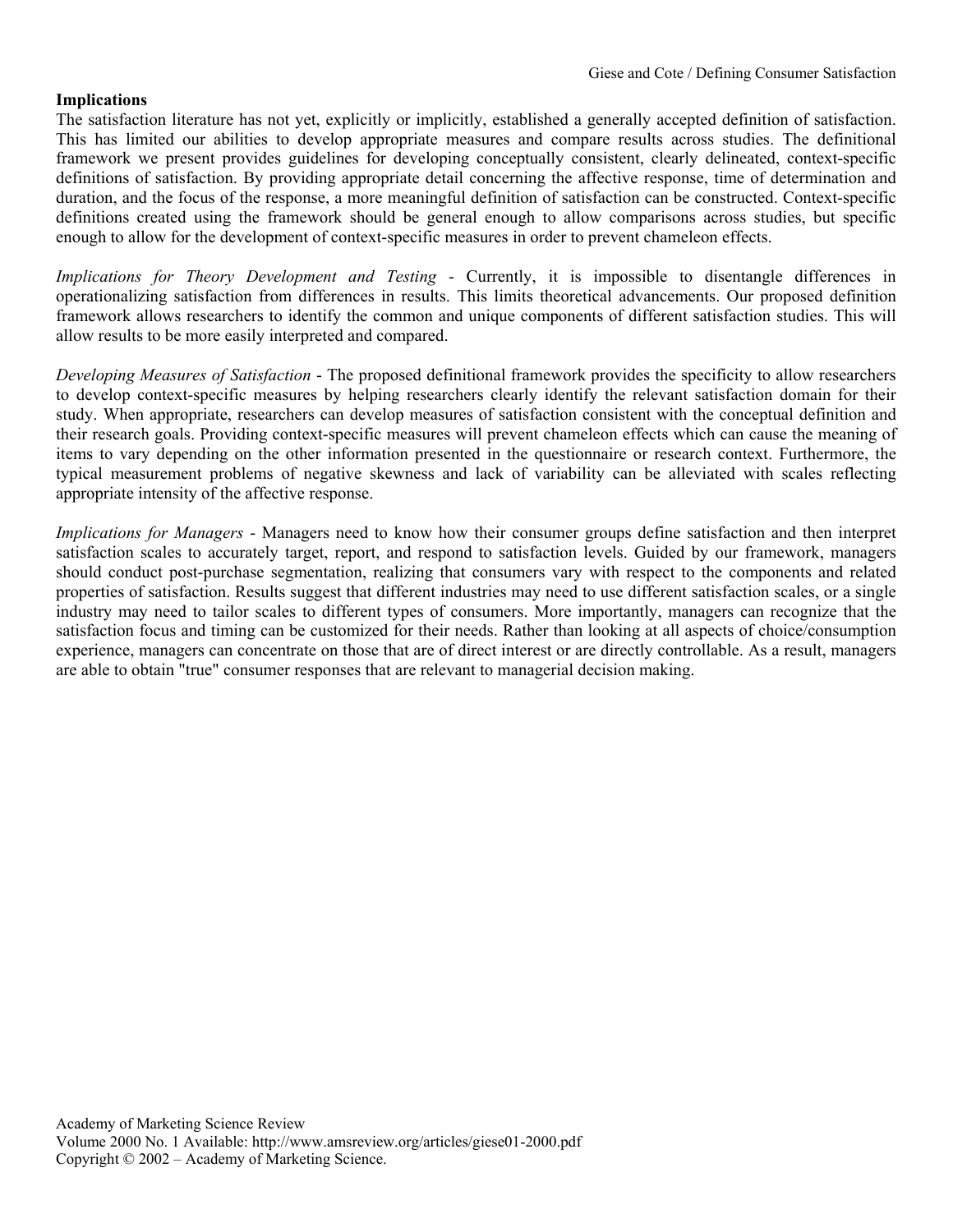**Implications**

The satisfaction literature has not yet, explicitly or implicitly, established a generally accepted definition of satisfaction. This has limited our abilities to develop appropriate measures and compare results across studies. The definitional framework we present provides guidelines for developing conceptually consistent, clearly delineated, context-specific definitions of satisfaction. By providing appropriate detail concerning the affective response, time of determination and duration, and the focus of the response, a more meaningful definition of satisfaction can be constructed. Context-specific definitions created using the framework should be general enough to allow comparisons across studies, but specific enough to allow for the development of context-specific measures in order to prevent chameleon effects.

*Implications for Theory Development and Testing* - Currently, it is impossible to disentangle differences in operationalizing satisfaction from differences in results. This limits theoretical advancements. Our proposed definition framework allows researchers to identify the common and unique components of different satisfaction studies. This will allow results to be more easily interpreted and compared.

*Developing Measures of Satisfaction* - The proposed definitional framework provides the specificity to allow researchers to develop context-specific measures by helping researchers clearly identify the relevant satisfaction domain for their study. When appropriate, researchers can develop measures of satisfaction consistent with the conceptual definition and their research goals. Providing context-specific measures will prevent chameleon effects which can cause the meaning of items to vary depending on the other information presented in the questionnaire or research context. Furthermore, the typical measurement problems of negative skewness and lack of variability can be alleviated with scales reflecting appropriate intensity of the affective response.

*Implications for Managers* - Managers need to know how their consumer groups define satisfaction and then interpret satisfaction scales to accurately target, report, and respond to satisfaction levels. Guided by our framework, managers should conduct post-purchase segmentation, realizing that consumers vary with respect to the components and related properties of satisfaction. Results suggest that different industries may need to use different satisfaction scales, or a single industry may need to tailor scales to different types of consumers. More importantly, managers can recognize that the satisfaction focus and timing can be customized for their needs. Rather than looking at all aspects of choice/consumption experience, managers can concentrate on those that are of direct interest or are directly controllable. As a result, managers are able to obtain "true" consumer responses that are relevant to managerial decision making.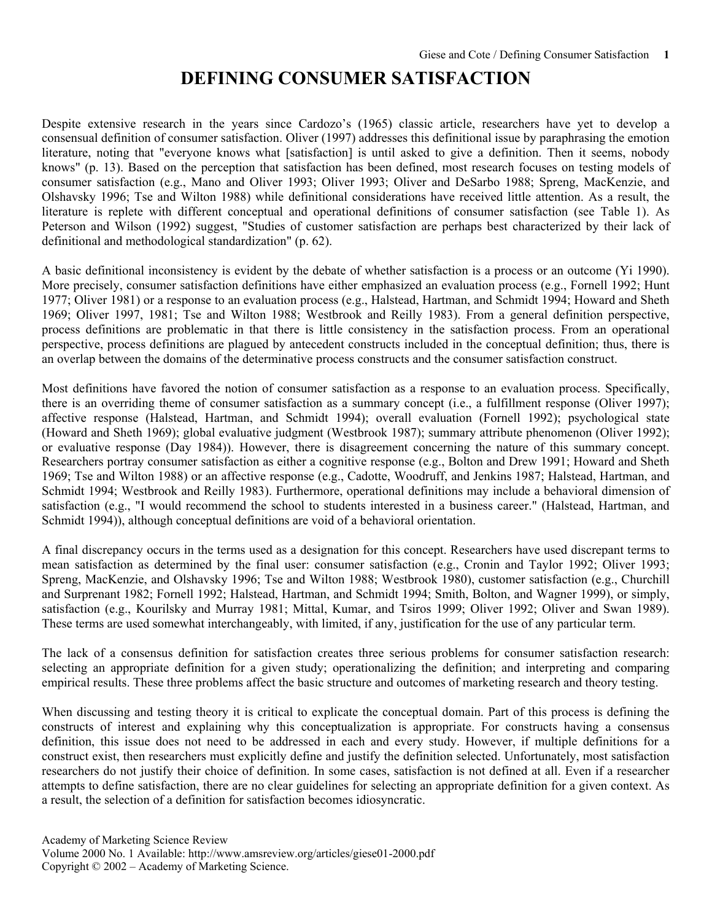# DEFINING CONSUMER SATISFACTION

Despite extensive research in the years since Cardozo's (1965) classic article, researchers have yet to develop a consensual definition of consumer satisfaction. Oliver (1997) addresses this definitional issue by paraphrasing the emotion literature, noting that "everyone knows what [satisfaction] is until asked to give a definition. Then it seems, nobody knows" (p. 13). Based on the perception that satisfaction has been defined, most research focuses on testing models of consumer satisfaction (e.g., Mano and Oliver 1993; Oliver 1993; Oliver and DeSarbo 1988; Spreng, MacKenzie, and Olshavsky 1996; Tse and Wilton 1988) while definitional considerations have received little attention. As a result, the literature is replete with different conceptual and operational definitions of consumer satisfaction (see Table 1). As Peterson and Wilson (1992) suggest, "Studies of customer satisfaction are perhaps best characterized by their lack of definitional and methodological standardization" (p. 62).

A basic definitional inconsistency is evident by the debate of whether satisfaction is a process or an outcome (Yi 1990). More precisely, consumer satisfaction definitions have either emphasized an evaluation process (e.g., Fornell 1992; Hunt 1977; Oliver 1981) or a response to an evaluation process (e.g., Halstead, Hartman, and Schmidt 1994; Howard and Sheth 1969; Oliver 1997, 1981; Tse and Wilton 1988; Westbrook and Reilly 1983). From a general definition perspective, process definitions are problematic in that there is little consistency in the satisfaction process. From an operational perspective, process definitions are plagued by antecedent constructs included in the conceptual definition; thus, there is an overlap between the domains of the determinative process constructs and the consumer satisfaction construct.

Most definitions have favored the notion of consumer satisfaction as a response to an evaluation process. Specifically, there is an overriding theme of consumer satisfaction as a summary concept (i.e., a fulfillment response (Oliver 1997); affective response (Halstead, Hartman, and Schmidt 1994); overall evaluation (Fornell 1992); psychological state (Howard and Sheth 1969); global evaluative judgment (Westbrook 1987); summary attribute phenomenon (Oliver 1992); or evaluative response (Day 1984)). However, there is disagreement concerning the nature of this summary concept. Researchers portray consumer satisfaction as either a cognitive response (e.g., Bolton and Drew 1991; Howard and Sheth 1969; Tse and Wilton 1988) or an affective response (e.g., Cadotte, Woodruff, and Jenkins 1987; Halstead, Hartman, and Schmidt 1994; Westbrook and Reilly 1983). Furthermore, operational definitions may include a behavioral dimension of satisfaction (e.g., "I would recommend the school to students interested in a business career." (Halstead, Hartman, and Schmidt 1994)), although conceptual definitions are void of a behavioral orientation.

A final discrepancy occurs in the terms used as a designation for this concept. Researchers have used discrepant terms to mean satisfaction as determined by the final user: consumer satisfaction (e.g., Cronin and Taylor 1992; Oliver 1993; Spreng, MacKenzie, and Olshavsky 1996; Tse and Wilton 1988; Westbrook 1980), customer satisfaction (e.g., Churchill and Surprenant 1982; Fornell 1992; Halstead, Hartman, and Schmidt 1994; Smith, Bolton, and Wagner 1999), or simply, satisfaction (e.g., Kourilsky and Murray 1981; Mittal, Kumar, and Tsiros 1999; Oliver 1992; Oliver and Swan 1989). These terms are used somewhat interchangeably, with limited, if any, justification for the use of any particular term.

The lack of a consensus definition for satisfaction creates three serious problems for consumer satisfaction research: selecting an appropriate definition for a given study; operationalizing the definition; and interpreting and comparing empirical results. These three problems affect the basic structure and outcomes of marketing research and theory testing.

When discussing and testing theory it is critical to explicate the conceptual domain. Part of this process is defining the constructs of interest and explaining why this conceptualization is appropriate. For constructs having a consensus definition, this issue does not need to be addressed in each and every study. However, if multiple definitions for a construct exist, then researchers must explicitly define and justify the definition selected. Unfortunately, most satisfaction researchers do not justify their choice of definition. In some cases, satisfaction is not defined at all. Even if a researcher attempts to define satisfaction, there are no clear guidelines for selecting an appropriate definition for a given context. As a result, the selection of a definition for satisfaction becomes idiosyncratic.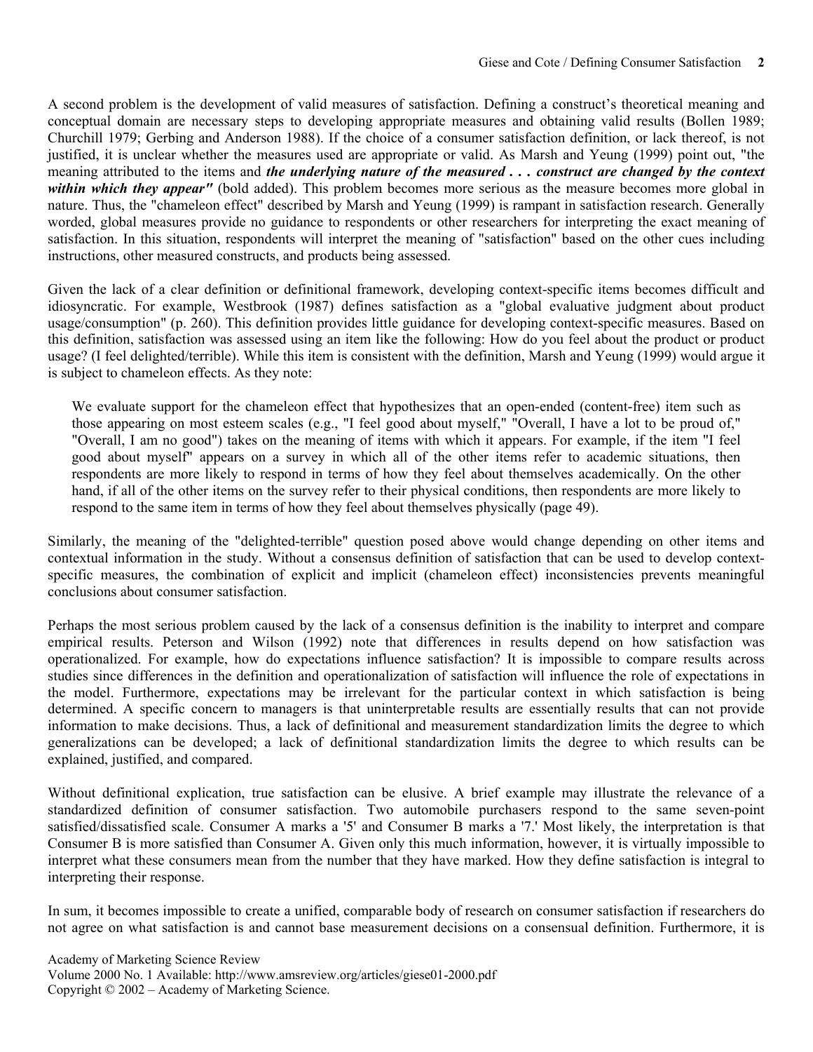A second problem is the development of valid measures of satisfaction. Defining a construct's theoretical meaning and conceptual domain are necessary steps to developing appropriate measures and obtaining valid results (Bollen 1989; Churchill 1979; Gerbing and Anderson 1988). If the choice of a consumer satisfaction definition, or lack thereof, is not justified, it is unclear whether the measures used are appropriate or valid. As Marsh and Yeung (1999) point out, "the meaning attributed to the items and ***the underlying nature of the measured . . . construct are changed by the context within which they appear"*** (bold added). This problem becomes more serious as the measure becomes more global in nature. Thus, the "chameleon effect" described by Marsh and Yeung (1999) is rampant in satisfaction research. Generally worded, global measures provide no guidance to respondents or other researchers for interpreting the exact meaning of satisfaction. In this situation, respondents will interpret the meaning of "satisfaction" based on the other cues including instructions, other measured constructs, and products being assessed.

Given the lack of a clear definition or definitional framework, developing context-specific items becomes difficult and idiosyncratic. For example, Westbrook (1987) defines satisfaction as a "global evaluative judgment about product usage/consumption" (p. 260). This definition provides little guidance for developing context-specific measures. Based on this definition, satisfaction was assessed using an item like the following: How do you feel about the product or product usage? (I feel delighted/terrible). While this item is consistent with the definition, Marsh and Yeung (1999) would argue it is subject to chameleon effects. As they note:

> We evaluate support for the chameleon effect that hypothesizes that an open-ended (content-free) item such as those appearing on most esteem scales (e.g., "I feel good about myself," "Overall, I have a lot to be proud of," "Overall, I am no good") takes on the meaning of items with which it appears. For example, if the item "I feel good about myself" appears on a survey in which all of the other items refer to academic situations, then respondents are more likely to respond in terms of how they feel about themselves academically. On the other hand, if all of the other items on the survey refer to their physical conditions, then respondents are more likely to respond to the same item in terms of how they feel about themselves physically (page 49).

Similarly, the meaning of the "delighted-terrible" question posed above would change depending on other items and contextual information in the study. Without a consensus definition of satisfaction that can be used to develop context-specific measures, the combination of explicit and implicit (chameleon effect) inconsistencies prevents meaningful conclusions about consumer satisfaction.

Perhaps the most serious problem caused by the lack of a consensus definition is the inability to interpret and compare empirical results. Peterson and Wilson (1992) note that differences in results depend on how satisfaction was operationalized. For example, how do expectations influence satisfaction? It is impossible to compare results across studies since differences in the definition and operationalization of satisfaction will influence the role of expectations in the model. Furthermore, expectations may be irrelevant for the particular context in which satisfaction is being determined. A specific concern to managers is that uninterpretable results are essentially results that can not provide information to make decisions. Thus, a lack of definitional and measurement standardization limits the degree to which generalizations can be developed; a lack of definitional standardization limits the degree to which results can be explained, justified, and compared.

Without definitional explication, true satisfaction can be elusive. A brief example may illustrate the relevance of a standardized definition of consumer satisfaction. Two automobile purchasers respond to the same seven-point satisfied/dissatisfied scale. Consumer A marks a '5' and Consumer B marks a '7.' Most likely, the interpretation is that Consumer B is more satisfied than Consumer A. Given only this much information, however, it is virtually impossible to interpret what these consumers mean from the number that they have marked. How they define satisfaction is integral to interpreting their response.

In sum, it becomes impossible to create a unified, comparable body of research on consumer satisfaction if researchers do not agree on what satisfaction is and cannot base measurement decisions on a consensual definition. Furthermore, it is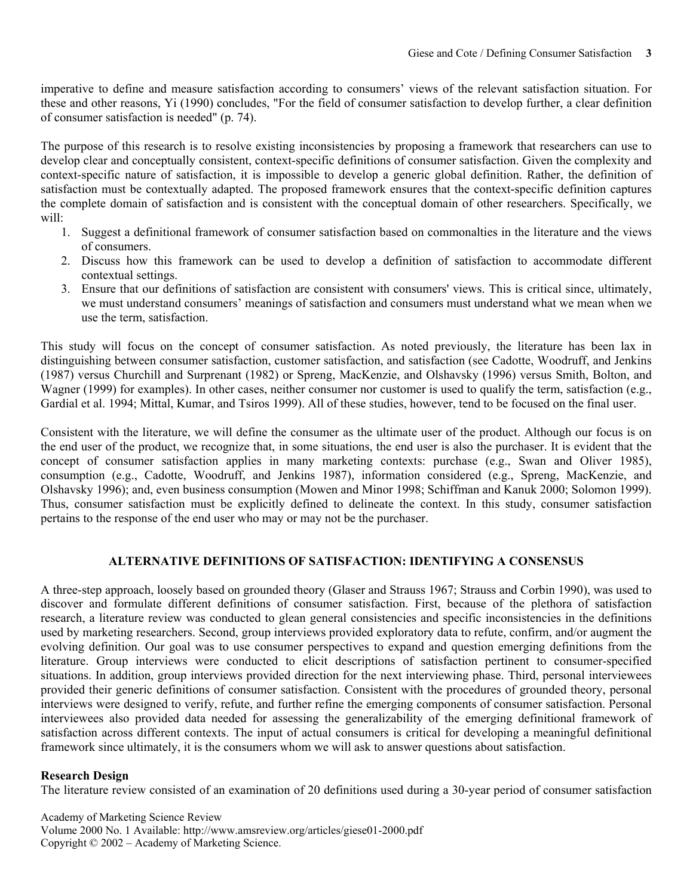imperative to define and measure satisfaction according to consumers' views of the relevant satisfaction situation. For these and other reasons, Yi (1990) concludes, "For the field of consumer satisfaction to develop further, a clear definition of consumer satisfaction is needed" (p. 74).

The purpose of this research is to resolve existing inconsistencies by proposing a framework that researchers can use to develop clear and conceptually consistent, context-specific definitions of consumer satisfaction. Given the complexity and context-specific nature of satisfaction, it is impossible to develop a generic global definition. Rather, the definition of satisfaction must be contextually adapted. The proposed framework ensures that the context-specific definition captures the complete domain of satisfaction and is consistent with the conceptual domain of other researchers. Specifically, we will:

1. Suggest a definitional framework of consumer satisfaction based on commonalties in the literature and the views of consumers.
2. Discuss how this framework can be used to develop a definition of satisfaction to accommodate different contextual settings.
3. Ensure that our definitions of satisfaction are consistent with consumers' views. This is critical since, ultimately, we must understand consumers' meanings of satisfaction and consumers must understand what we mean when we use the term, satisfaction.

This study will focus on the concept of consumer satisfaction. As noted previously, the literature has been lax in distinguishing between consumer satisfaction, customer satisfaction, and satisfaction (see Cadotte, Woodruff, and Jenkins (1987) versus Churchill and Surprenant (1982) or Spreng, MacKenzie, and Olshavsky (1996) versus Smith, Bolton, and Wagner (1999) for examples). In other cases, neither consumer nor customer is used to qualify the term, satisfaction (e.g., Gardial et al. 1994; Mittal, Kumar, and Tsiros 1999). All of these studies, however, tend to be focused on the final user.

Consistent with the literature, we will define the consumer as the ultimate user of the product. Although our focus is on the end user of the product, we recognize that, in some situations, the end user is also the purchaser. It is evident that the concept of consumer satisfaction applies in many marketing contexts: purchase (e.g., Swan and Oliver 1985), consumption (e.g., Cadotte, Woodruff, and Jenkins 1987), information considered (e.g., Spreng, MacKenzie, and Olshavsky 1996); and, even business consumption (Mowen and Minor 1998; Schiffman and Kanuk 2000; Solomon 1999). Thus, consumer satisfaction must be explicitly defined to delineate the context. In this study, consumer satisfaction pertains to the response of the end user who may or may not be the purchaser.

## ALTERNATIVE DEFINITIONS OF SATISFACTION: IDENTIFYING A CONSENSUS

A three-step approach, loosely based on grounded theory (Glaser and Strauss 1967; Strauss and Corbin 1990), was used to discover and formulate different definitions of consumer satisfaction. First, because of the plethora of satisfaction research, a literature review was conducted to glean general consistencies and specific inconsistencies in the definitions used by marketing researchers. Second, group interviews provided exploratory data to refute, confirm, and/or augment the evolving definition. Our goal was to use consumer perspectives to expand and question emerging definitions from the literature. Group interviews were conducted to elicit descriptions of satisfaction pertinent to consumer-specified situations. In addition, group interviews provided direction for the next interviewing phase. Third, personal interviewees provided their generic definitions of consumer satisfaction. Consistent with the procedures of grounded theory, personal interviews were designed to verify, refute, and further refine the emerging components of consumer satisfaction. Personal interviewees also provided data needed for assessing the generalizability of the emerging definitional framework of satisfaction across different contexts. The input of actual consumers is critical for developing a meaningful definitional framework since ultimately, it is the consumers whom we will ask to answer questions about satisfaction.

### Research Design

The literature review consisted of an examination of 20 definitions used during a 30-year period of consumer satisfaction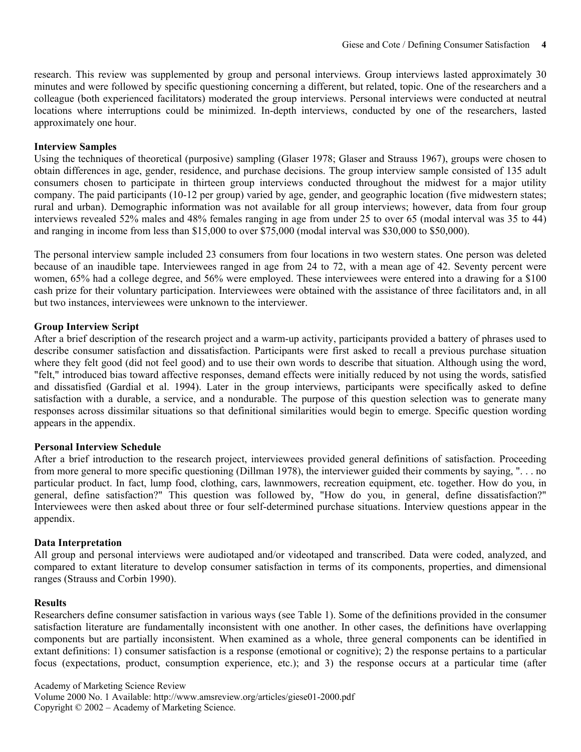research. This review was supplemented by group and personal interviews. Group interviews lasted approximately 30 minutes and were followed by specific questioning concerning a different, but related, topic. One of the researchers and a colleague (both experienced facilitators) moderated the group interviews. Personal interviews were conducted at neutral locations where interruptions could be minimized. In-depth interviews, conducted by one of the researchers, lasted approximately one hour.

### Interview Samples

Using the techniques of theoretical (purposive) sampling (Glaser 1978; Glaser and Strauss 1967), groups were chosen to obtain differences in age, gender, residence, and purchase decisions. The group interview sample consisted of 135 adult consumers chosen to participate in thirteen group interviews conducted throughout the midwest for a major utility company. The paid participants (10-12 per group) varied by age, gender, and geographic location (five midwestern states; rural and urban). Demographic information was not available for all group interviews; however, data from four group interviews revealed 52% males and 48% females ranging in age from under 25 to over 65 (modal interval was 35 to 44) and ranging in income from less than $15,000 to over $75,000 (modal interval was $30,000 to $50,000).

The personal interview sample included 23 consumers from four locations in two western states. One person was deleted because of an inaudible tape. Interviewees ranged in age from 24 to 72, with a mean age of 42. Seventy percent were women, 65% had a college degree, and 56% were employed. These interviewees were entered into a drawing for a $100 cash prize for their voluntary participation. Interviewees were obtained with the assistance of three facilitators and, in all but two instances, interviewees were unknown to the interviewer.

### Group Interview Script

After a brief description of the research project and a warm-up activity, participants provided a battery of phrases used to describe consumer satisfaction and dissatisfaction. Participants were first asked to recall a previous purchase situation where they felt good (did not feel good) and to use their own words to describe that situation. Although using the word, "felt," introduced bias toward affective responses, demand effects were initially reduced by not using the words, satisfied and dissatisfied (Gardial et al. 1994). Later in the group interviews, participants were specifically asked to define satisfaction with a durable, a service, and a nondurable. The purpose of this question selection was to generate many responses across dissimilar situations so that definitional similarities would begin to emerge. Specific question wording appears in the appendix.

### Personal Interview Schedule

After a brief introduction to the research project, interviewees provided general definitions of satisfaction. Proceeding from more general to more specific questioning (Dillman 1978), the interviewer guided their comments by saying, ". . . no particular product. In fact, lump food, clothing, cars, lawnmowers, recreation equipment, etc. together. How do you, in general, define satisfaction?" This question was followed by, "How do you, in general, define dissatisfaction?" Interviewees were then asked about three or four self-determined purchase situations. Interview questions appear in the appendix.

### Data Interpretation

All group and personal interviews were audiotaped and/or videotaped and transcribed. Data were coded, analyzed, and compared to extant literature to develop consumer satisfaction in terms of its components, properties, and dimensional ranges (Strauss and Corbin 1990).

### Results

Researchers define consumer satisfaction in various ways (see Table 1). Some of the definitions provided in the consumer satisfaction literature are fundamentally inconsistent with one another. In other cases, the definitions have overlapping components but are partially inconsistent. When examined as a whole, three general components can be identified in extant definitions: 1) consumer satisfaction is a response (emotional or cognitive); 2) the response pertains to a particular focus (expectations, product, consumption experience, etc.); and 3) the response occurs at a particular time (after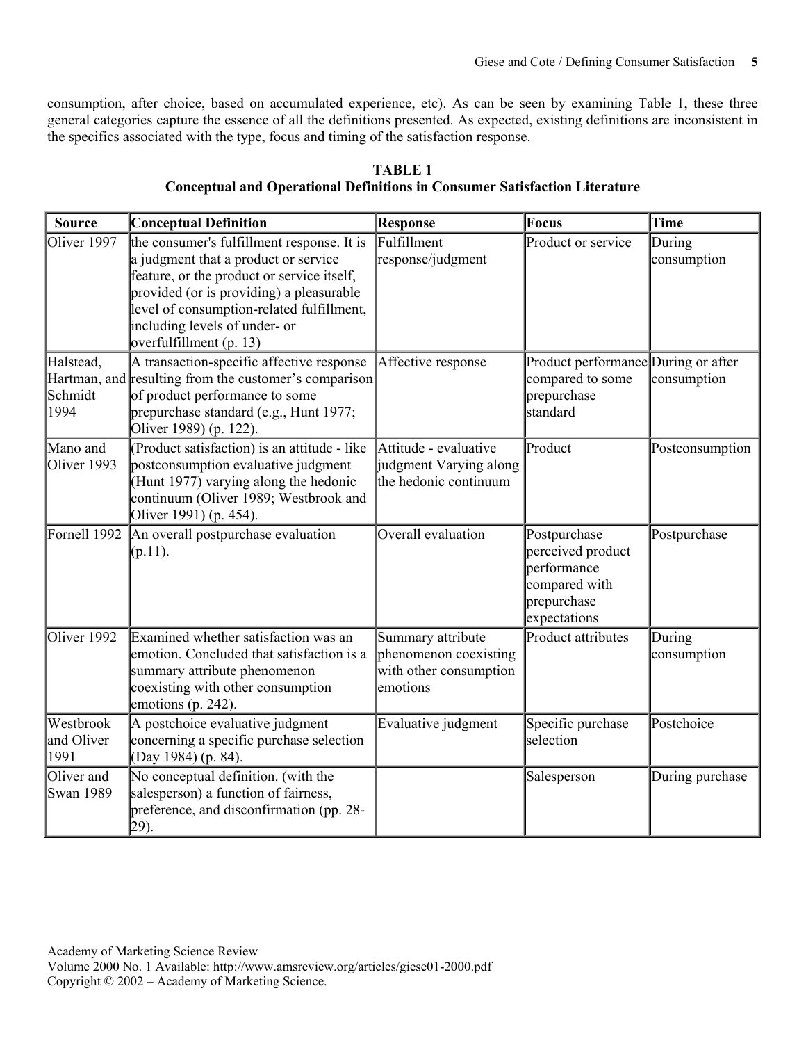consumption, after choice, based on accumulated experience, etc). As can be seen by examining Table 1, these three general categories capture the essence of all the definitions presented. As expected, existing definitions are inconsistent in the specifics associated with the type, focus and timing of the satisfaction response.

**TABLE 1**
**Conceptual and Operational Definitions in Consumer Satisfaction Literature**

| Source | Conceptual Definition | Response | Focus | Time |
|---|---|---|---|---|
| Oliver 1997 | the consumer's fulfillment response. It is a judgment that a product or service feature, or the product or service itself, provided (or is providing) a pleasurable level of consumption-related fulfillment, including levels of under- or overfulfillment (p. 13) | Fulfillment response/judgment | Product or service | During consumption |
| Halstead, Hartman, and Schmidt 1994 | A transaction-specific affective response resulting from the customer's comparison of product performance to some prepurchase standard (e.g., Hunt 1977; Oliver 1989) (p. 122). | Affective response | Product performance compared to some prepurchase standard | During or after consumption |
| Mano and Oliver 1993 | (Product satisfaction) is an attitude - like postconsumption evaluative judgment (Hunt 1977) varying along the hedonic continuum (Oliver 1989; Westbrook and Oliver 1991) (p. 454). | Attitude - evaluative judgment Varying along the hedonic continuum | Product | Postconsumption |
| Fornell 1992 | An overall postpurchase evaluation (p.11). | Overall evaluation | Postpurchase perceived product performance compared with prepurchase expectations | Postpurchase |
| Oliver 1992 | Examined whether satisfaction was an emotion. Concluded that satisfaction is a summary attribute phenomenon coexisting with other consumption emotions (p. 242). | Summary attribute phenomenon coexisting with other consumption emotions | Product attributes | During consumption |
| Westbrook and Oliver 1991 | A postchoice evaluative judgment concerning a specific purchase selection (Day 1984) (p. 84). | Evaluative judgment | Specific purchase selection | Postchoice |
| Oliver and Swan 1989 | No conceptual definition. (with the salesperson) a function of fairness, preference, and disconfirmation (pp. 28-29). | | Salesperson | During purchase |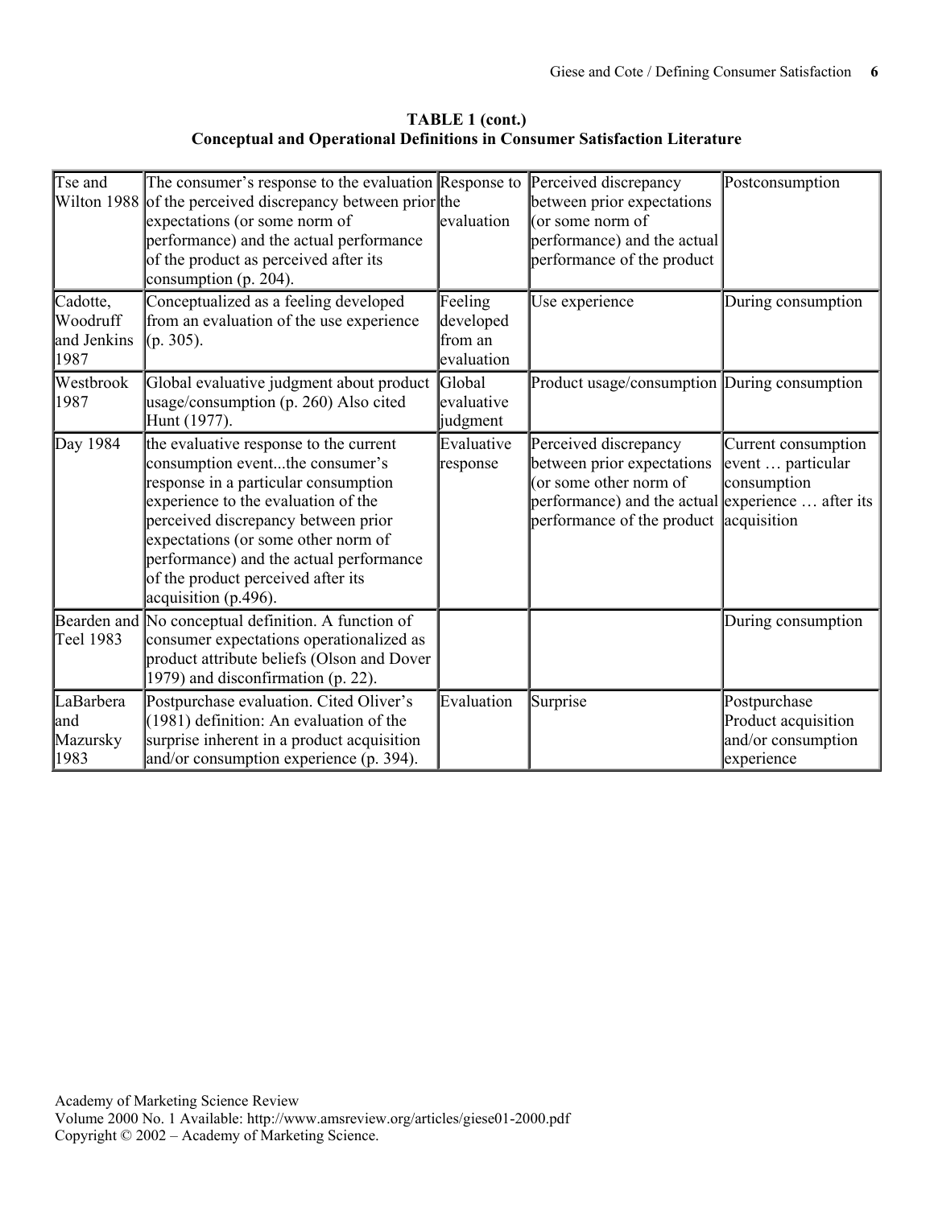**TABLE 1 (cont.)**
**Conceptual and Operational Definitions in Consumer Satisfaction Literature**

| | | | | |
|---|---|---|---|---|
| Tse and Wilton 1988 | The consumer's response to the evaluation of the perceived discrepancy between prior expectations (or some norm of performance) and the actual performance of the product as perceived after its consumption (p. 204). | Response to the evaluation | Perceived discrepancy between prior expectations (or some norm of performance) and the actual performance of the product | Postconsumption |
| Cadotte, Woodruff and Jenkins 1987 | Conceptualized as a feeling developed from an evaluation of the use experience (p. 305). | Feeling developed from an evaluation | Use experience | During consumption |
| Westbrook 1987 | Global evaluative judgment about product usage/consumption (p. 260) Also cited Hunt (1977). | Global evaluative judgment | Product usage/consumption | During consumption |
| Day 1984 | the evaluative response to the current consumption event...the consumer's response in a particular consumption experience to the evaluation of the perceived discrepancy between prior expectations (or some other norm of performance) and the actual performance of the product perceived after its acquisition (p.496). | Evaluative response | Perceived discrepancy between prior expectations (or some other norm of performance) and the actual performance of the product | Current consumption event … particular consumption experience … after its acquisition |
| Bearden and Teel 1983 | No conceptual definition. A function of consumer expectations operationalized as product attribute beliefs (Olson and Dover 1979) and disconfirmation (p. 22). | | | During consumption |
| LaBarbera and Mazursky 1983 | Postpurchase evaluation. Cited Oliver's (1981) definition: An evaluation of the surprise inherent in a product acquisition and/or consumption experience (p. 394). | Evaluation | Surprise | Postpurchase Product acquisition and/or consumption experience |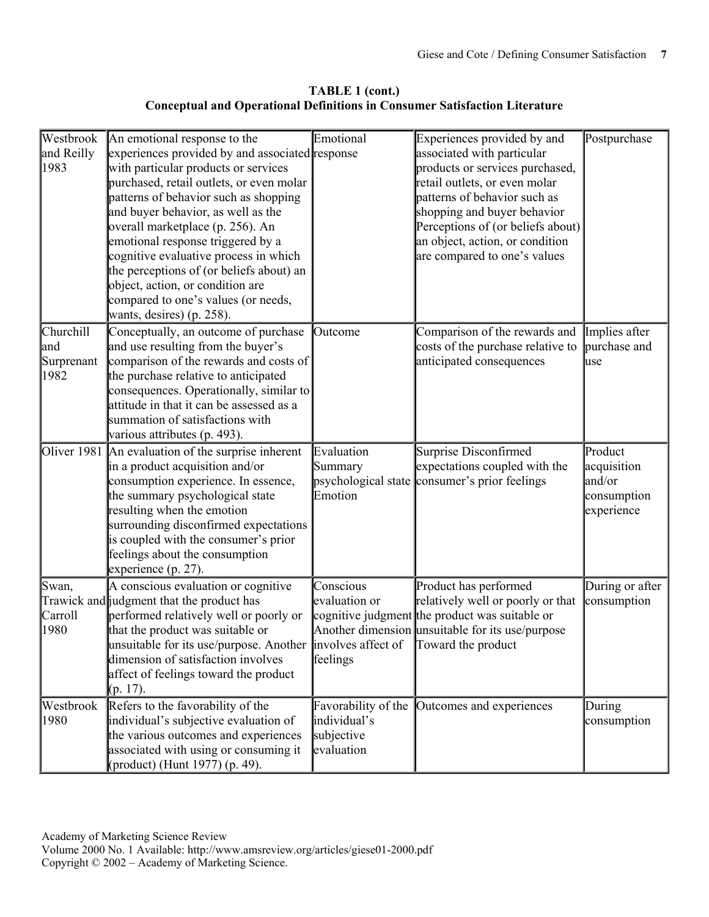**TABLE 1 (cont.)**
**Conceptual and Operational Definitions in Consumer Satisfaction Literature**

| | | | | |
|---|---|---|---|---|
| Westbrook and Reilly 1983 | An emotional response to the experiences provided by and associated with particular products or services purchased, retail outlets, or even molar patterns of behavior such as shopping and buyer behavior, as well as the overall marketplace (p. 256). An emotional response triggered by a cognitive evaluative process in which the perceptions of (or beliefs about) an object, action, or condition are compared to one's values (or needs, wants, desires) (p. 258). | Emotional response | Experiences provided by and associated with particular products or services purchased, retail outlets, or even molar patterns of behavior such as shopping and buyer behavior Perceptions of (or beliefs about) an object, action, or condition are compared to one's values | Postpurchase |
| Churchill and Surprenant 1982 | Conceptually, an outcome of purchase and use resulting from the buyer's comparison of the rewards and costs of the purchase relative to anticipated consequences. Operationally, similar to attitude in that it can be assessed as a summation of satisfactions with various attributes (p. 493). | Outcome | Comparison of the rewards and costs of the purchase relative to anticipated consequences | Implies after purchase and use |
| Oliver 1981 | An evaluation of the surprise inherent in a product acquisition and/or consumption experience. In essence, the summary psychological state resulting when the emotion surrounding disconfirmed expectations is coupled with the consumer's prior feelings about the consumption experience (p. 27). | Evaluation Summary psychological state Emotion | Surprise Disconfirmed expectations coupled with the consumer's prior feelings | Product acquisition and/or consumption experience |
| Swan, Trawick and Carroll 1980 | A conscious evaluation or cognitive judgment that the product has performed relatively well or poorly or that the product was suitable or unsuitable for its use/purpose. Another dimension of satisfaction involves affect of feelings toward the product (p. 17). | Conscious evaluation or cognitive judgment Another dimension involves affect of feelings | Product has performed relatively well or poorly or that the product was suitable or unsuitable for its use/purpose Toward the product | During or after consumption |
| Westbrook 1980 | Refers to the favorability of the individual's subjective evaluation of the various outcomes and experiences associated with using or consuming it (product) (Hunt 1977) (p. 49). | Favorability of the individual's subjective evaluation | Outcomes and experiences | During consumption |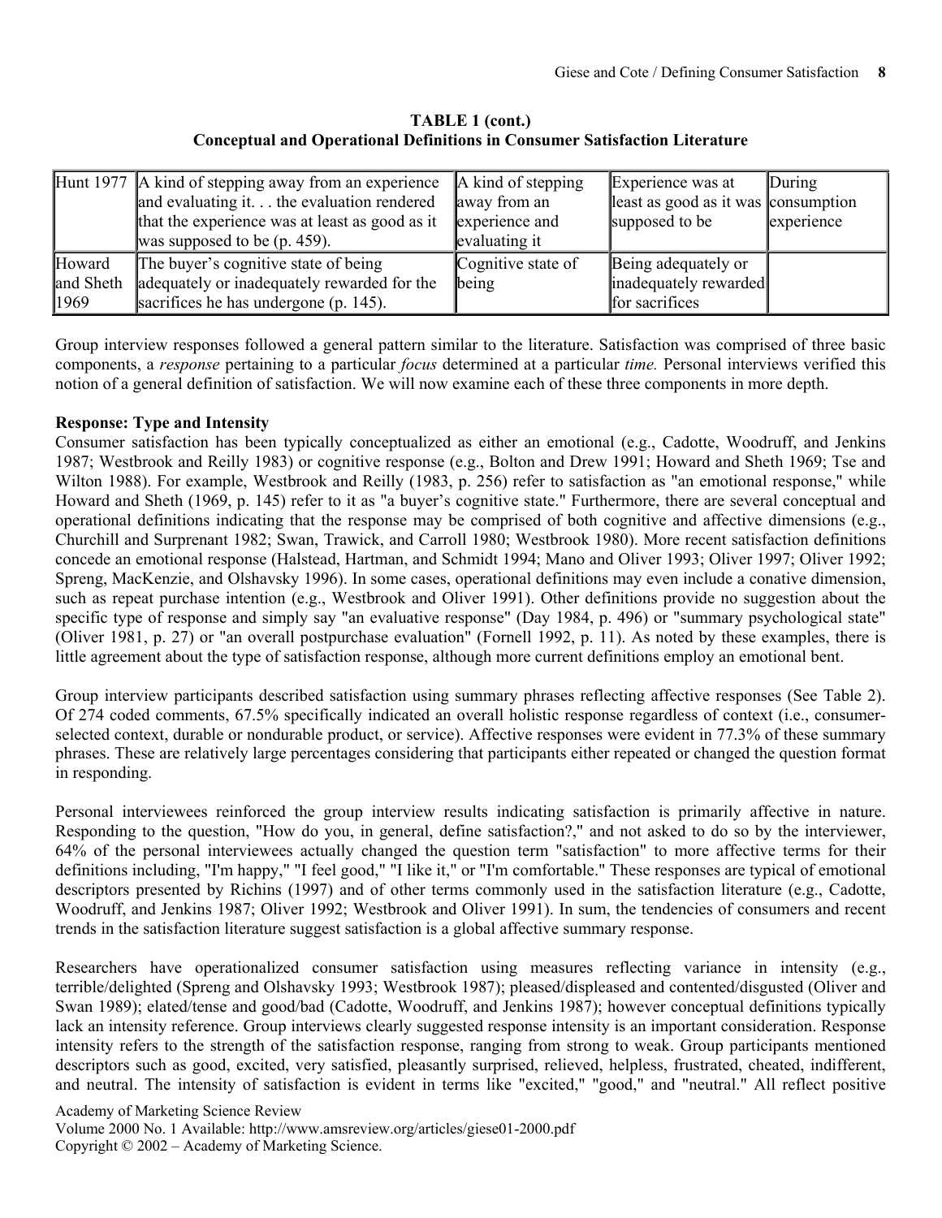**TABLE 1 (cont.)**
**Conceptual and Operational Definitions in Consumer Satisfaction Literature**

| | | | | |
|---|---|---|---|---|
| Hunt 1977 | A kind of stepping away from an experience and evaluating it. . . the evaluation rendered that the experience was at least as good as it was supposed to be (p. 459). | A kind of stepping away from an experience and evaluating it | Experience was at least as good as it was supposed to be | During consumption experience |
| Howard and Sheth 1969 | The buyer's cognitive state of being adequately or inadequately rewarded for the sacrifices he has undergone (p. 145). | Cognitive state of being | Being adequately or inadequately rewarded for sacrifices | |

Group interview responses followed a general pattern similar to the literature. Satisfaction was comprised of three basic components, a *response* pertaining to a particular *focus* determined at a particular *time.* Personal interviews verified this notion of a general definition of satisfaction. We will now examine each of these three components in more depth.

**Response: Type and Intensity**

Consumer satisfaction has been typically conceptualized as either an emotional (e.g., Cadotte, Woodruff, and Jenkins 1987; Westbrook and Reilly 1983) or cognitive response (e.g., Bolton and Drew 1991; Howard and Sheth 1969; Tse and Wilton 1988). For example, Westbrook and Reilly (1983, p. 256) refer to satisfaction as "an emotional response," while Howard and Sheth (1969, p. 145) refer to it as "a buyer's cognitive state." Furthermore, there are several conceptual and operational definitions indicating that the response may be comprised of both cognitive and affective dimensions (e.g., Churchill and Surprenant 1982; Swan, Trawick, and Carroll 1980; Westbrook 1980). More recent satisfaction definitions concede an emotional response (Halstead, Hartman, and Schmidt 1994; Mano and Oliver 1993; Oliver 1997; Oliver 1992; Spreng, MacKenzie, and Olshavsky 1996). In some cases, operational definitions may even include a conative dimension, such as repeat purchase intention (e.g., Westbrook and Oliver 1991). Other definitions provide no suggestion about the specific type of response and simply say "an evaluative response" (Day 1984, p. 496) or "summary psychological state" (Oliver 1981, p. 27) or "an overall postpurchase evaluation" (Fornell 1992, p. 11). As noted by these examples, there is little agreement about the type of satisfaction response, although more current definitions employ an emotional bent.

Group interview participants described satisfaction using summary phrases reflecting affective responses (See Table 2). Of 274 coded comments, 67.5% specifically indicated an overall holistic response regardless of context (i.e., consumer-selected context, durable or nondurable product, or service). Affective responses were evident in 77.3% of these summary phrases. These are relatively large percentages considering that participants either repeated or changed the question format in responding.

Personal interviewees reinforced the group interview results indicating satisfaction is primarily affective in nature. Responding to the question, "How do you, in general, define satisfaction?," and not asked to do so by the interviewer, 64% of the personal interviewees actually changed the question term "satisfaction" to more affective terms for their definitions including, "I'm happy," "I feel good," "I like it," or "I'm comfortable." These responses are typical of emotional descriptors presented by Richins (1997) and of other terms commonly used in the satisfaction literature (e.g., Cadotte, Woodruff, and Jenkins 1987; Oliver 1992; Westbrook and Oliver 1991). In sum, the tendencies of consumers and recent trends in the satisfaction literature suggest satisfaction is a global affective summary response.

Researchers have operationalized consumer satisfaction using measures reflecting variance in intensity (e.g., terrible/delighted (Spreng and Olshavsky 1993; Westbrook 1987); pleased/displeased and contented/disgusted (Oliver and Swan 1989); elated/tense and good/bad (Cadotte, Woodruff, and Jenkins 1987); however conceptual definitions typically lack an intensity reference. Group interviews clearly suggested response intensity is an important consideration. Response intensity refers to the strength of the satisfaction response, ranging from strong to weak. Group participants mentioned descriptors such as good, excited, very satisfied, pleasantly surprised, relieved, helpless, frustrated, cheated, indifferent, and neutral. The intensity of satisfaction is evident in terms like "excited," "good," and "neutral." All reflect positive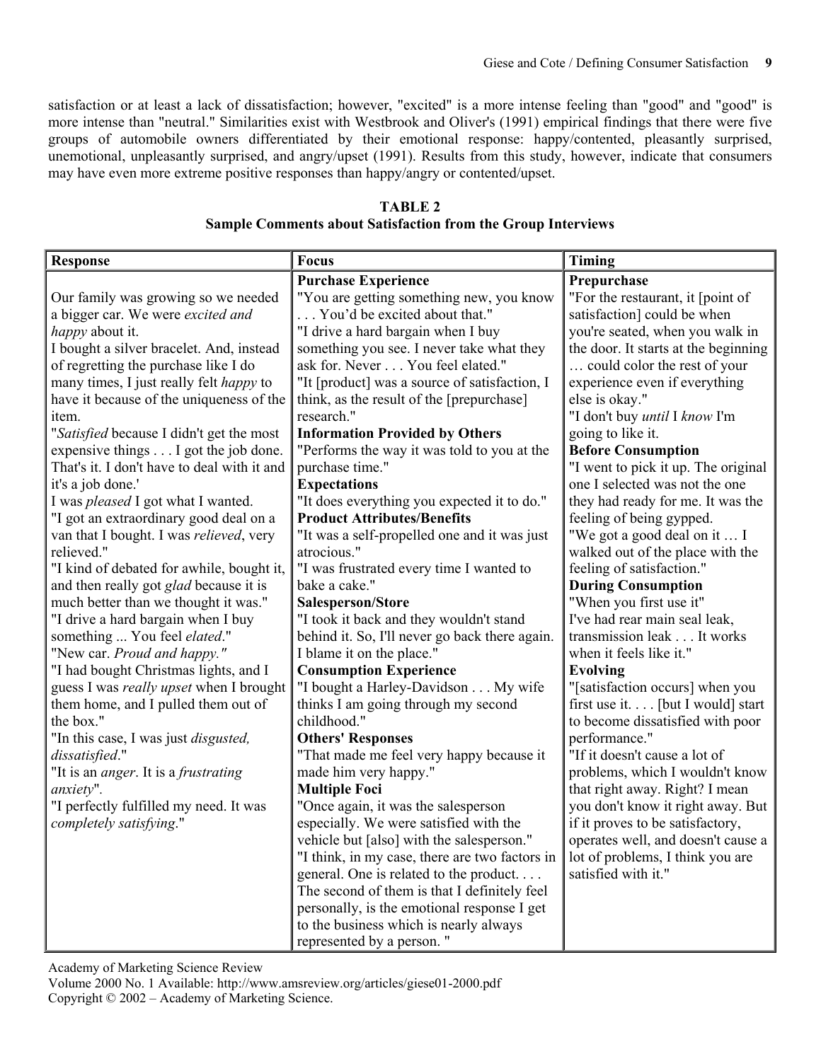satisfaction or at least a lack of dissatisfaction; however, "excited" is a more intense feeling than "good" and "good" is more intense than "neutral." Similarities exist with Westbrook and Oliver's (1991) empirical findings that there were five groups of automobile owners differentiated by their emotional response: happy/contented, pleasantly surprised, unemotional, unpleasantly surprised, and angry/upset (1991). Results from this study, however, indicate that consumers may have even more extreme positive responses than happy/angry or contented/upset.

**TABLE 2**
**Sample Comments about Satisfaction from the Group Interviews**

| Response | Focus | Timing |
|---|---|---|
| Our family was growing so we needed a bigger car. We were *excited and happy* about it.<br>I bought a silver bracelet. And, instead of regretting the purchase like I do many times, I just really felt *happy* to have it because of the uniqueness of the item.<br>"*Satisfied* because I didn't get the most expensive things . . . I got the job done. That's it. I don't have to deal with it and it's a job done.'<br>I was *pleased* I got what I wanted.<br>"I got an extraordinary good deal on a van that I bought. I was *relieved*, very relieved."<br>"I kind of debated for awhile, bought it, and then really got *glad* because it is much better than we thought it was."<br>"I drive a hard bargain when I buy something ... You feel *elated*."<br>"New car. *Proud and happy."*<br>"I had bought Christmas lights, and I guess I was *really upset* when I brought them home, and I pulled them out of the box."<br>"In this case, I was just *disgusted, dissatisfied*."<br>"It is an *anger*. It is a *frustrating anxiety*".<br>"I perfectly fulfilled my need. It was *completely satisfying*." | **Purchase Experience**<br>"You are getting something new, you know . . . You'd be excited about that."<br>"I drive a hard bargain when I buy something you see. I never take what they ask for. Never . . . You feel elated."<br>"It [product] was a source of satisfaction, I think, as the result of the [prepurchase] research."<br>**Information Provided by Others**<br>"Performs the way it was told to you at the purchase time."<br>**Expectations**<br>"It does everything you expected it to do."<br>**Product Attributes/Benefits**<br>"It was a self-propelled one and it was just atrocious."<br>"I was frustrated every time I wanted to bake a cake."<br>**Salesperson/Store**<br>"I took it back and they wouldn't stand behind it. So, I'll never go back there again. I blame it on the place."<br>**Consumption Experience**<br>"I bought a Harley-Davidson . . . My wife thinks I am going through my second childhood."<br>**Others' Responses**<br>"That made me feel very happy because it made him very happy."<br>**Multiple Foci**<br>"Once again, it was the salesperson especially. We were satisfied with the vehicle but [also] with the salesperson."<br>"I think, in my case, there are two factors in general. One is related to the product. . . . The second of them is that I definitely feel personally, is the emotional response I get to the business which is nearly always represented by a person. " | **Prepurchase**<br>"For the restaurant, it [point of satisfaction] could be when you're seated, when you walk in the door. It starts at the beginning … could color the rest of your experience even if everything else is okay."<br>"I don't buy *until* I *know* I'm going to like it.<br>**Before Consumption**<br>"I went to pick it up. The original one I selected was not the one they had ready for me. It was the feeling of being gypped.<br>"We got a good deal on it … I walked out of the place with the feeling of satisfaction."<br>**During Consumption**<br>"When you first use it"<br>I've had rear main seal leak, transmission leak . . . It works when it feels like it."<br>**Evolving**<br>"[satisfaction occurs] when you first use it. . . . [but I would] start to become dissatisfied with poor performance."<br>"If it doesn't cause a lot of problems, which I wouldn't know that right away. Right? I mean you don't know it right away. But if it proves to be satisfactory, operates well, and doesn't cause a lot of problems, I think you are satisfied with it." |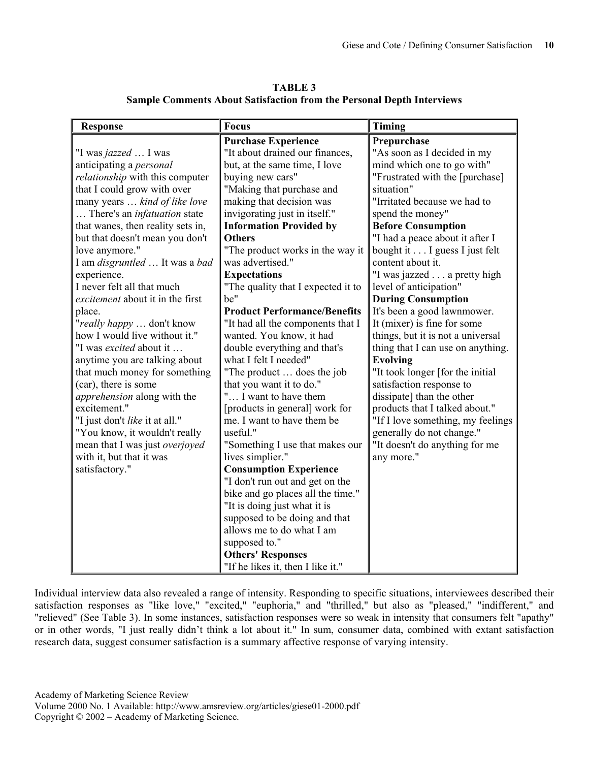**TABLE 3**
**Sample Comments About Satisfaction from the Personal Depth Interviews**

| Response | Focus | Timing |
|---|---|---|
| "I was *jazzed* … I was anticipating a *personal relationship* with this computer that I could grow with over many years … *kind of like love* … There's an *infatuation* state that wanes, then reality sets in, but that doesn't mean you don't love anymore."<br>I am *disgruntled* … It was a *bad* experience.<br>I never felt all that much *excitement* about it in the first place.<br>"*really happy* … don't know how I would live without it."<br>"I was *excited* about it … anytime you are talking about that much money for something (car), there is some *apprehension* along with the excitement."<br>"I just don't *like* it at all."<br>"You know, it wouldn't really mean that I was just *overjoyed* with it, but that it was satisfactory." | **Purchase Experience**<br>"It about drained our finances, but, at the same time, I love buying new cars"<br>"Making that purchase and making that decision was invigorating just in itself."<br>**Information Provided by Others**<br>"The product works in the way it was advertised."<br>**Expectations**<br>"The quality that I expected it to be"<br>**Product Performance/Benefits**<br>"It had all the components that I wanted. You know, it had double everything and that's what I felt I needed"<br>"The product … does the job that you want it to do."<br>"… I want to have them [products in general] work for me. I want to have them be useful."<br>"Something I use that makes our lives simplier."<br>**Consumption Experience**<br>"I don't run out and get on the bike and go places all the time."<br>"It is doing just what it is supposed to be doing and that allows me to do what I am supposed to."<br>**Others' Responses**<br>"If he likes it, then I like it." | **Prepurchase**<br>"As soon as I decided in my mind which one to go with"<br>"Frustrated with the [purchase] situation"<br>"Irritated because we had to spend the money"<br>**Before Consumption**<br>"I had a peace about it after I bought it . . . I guess I just felt content about it.<br>"I was jazzed . . . a pretty high level of anticipation"<br>**During Consumption**<br>It's been a good lawnmower.<br>It (mixer) is fine for some things, but it is not a universal thing that I can use on anything.<br>**Evolving**<br>"It took longer [for the initial satisfaction response to dissipate] than the other products that I talked about."<br>"If I love something, my feelings generally do not change."<br>"It doesn't do anything for me any more." |

Individual interview data also revealed a range of intensity. Responding to specific situations, interviewees described their satisfaction responses as "like love," "excited," "euphoria," and "thrilled," but also as "pleased," "indifferent," and "relieved" (See Table 3). In some instances, satisfaction responses were so weak in intensity that consumers felt "apathy" or in other words, "I just really didn't think a lot about it." In sum, consumer data, combined with extant satisfaction research data, suggest consumer satisfaction is a summary affective response of varying intensity.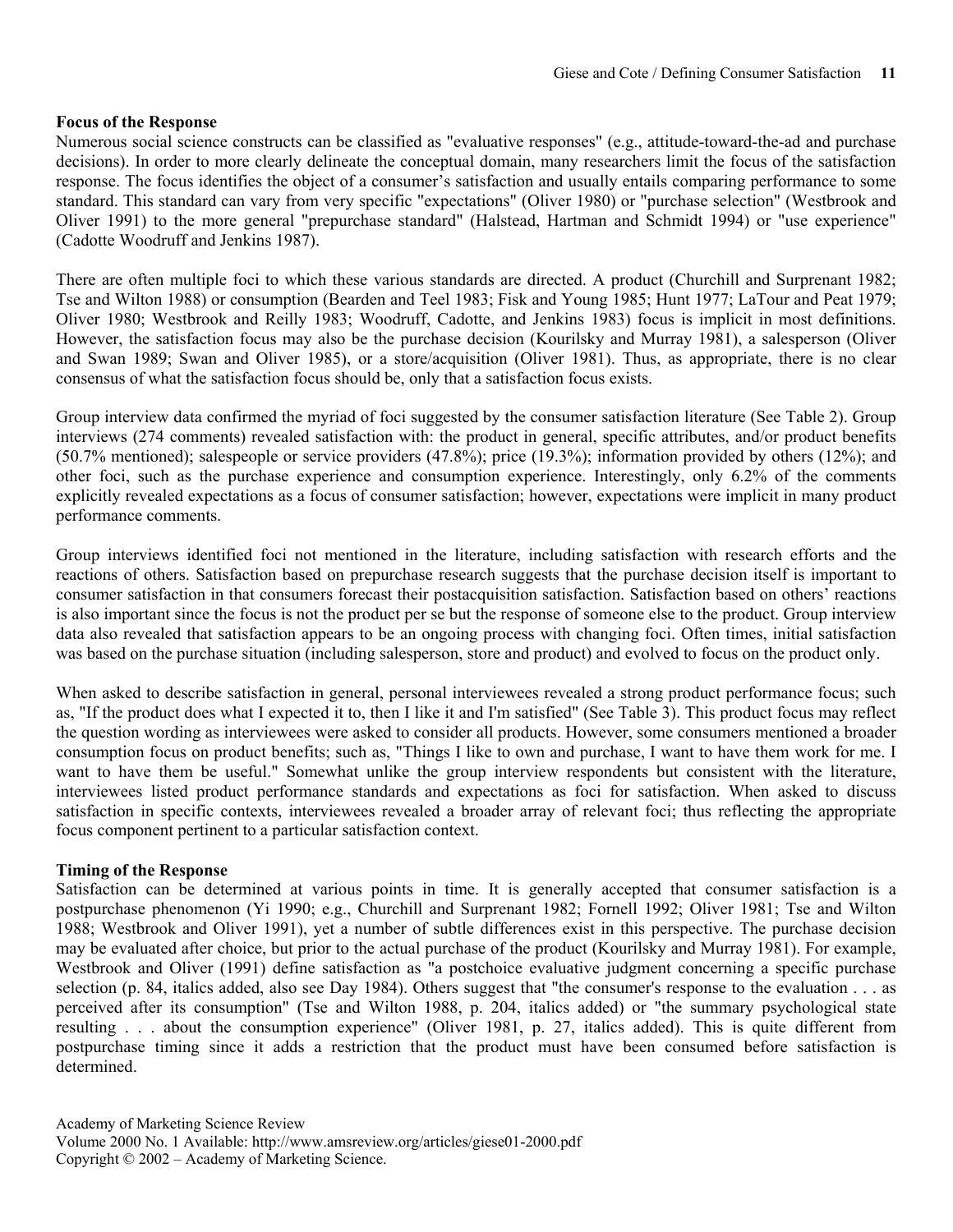### Focus of the Response

Numerous social science constructs can be classified as "evaluative responses" (e.g., attitude-toward-the-ad and purchase decisions). In order to more clearly delineate the conceptual domain, many researchers limit the focus of the satisfaction response. The focus identifies the object of a consumer's satisfaction and usually entails comparing performance to some standard. This standard can vary from very specific "expectations" (Oliver 1980) or "purchase selection" (Westbrook and Oliver 1991) to the more general "prepurchase standard" (Halstead, Hartman and Schmidt 1994) or "use experience" (Cadotte Woodruff and Jenkins 1987).

There are often multiple foci to which these various standards are directed. A product (Churchill and Surprenant 1982; Tse and Wilton 1988) or consumption (Bearden and Teel 1983; Fisk and Young 1985; Hunt 1977; LaTour and Peat 1979; Oliver 1980; Westbrook and Reilly 1983; Woodruff, Cadotte, and Jenkins 1983) focus is implicit in most definitions. However, the satisfaction focus may also be the purchase decision (Kourilsky and Murray 1981), a salesperson (Oliver and Swan 1989; Swan and Oliver 1985), or a store/acquisition (Oliver 1981). Thus, as appropriate, there is no clear consensus of what the satisfaction focus should be, only that a satisfaction focus exists.

Group interview data confirmed the myriad of foci suggested by the consumer satisfaction literature (See Table 2). Group interviews (274 comments) revealed satisfaction with: the product in general, specific attributes, and/or product benefits (50.7% mentioned); salespeople or service providers (47.8%); price (19.3%); information provided by others (12%); and other foci, such as the purchase experience and consumption experience. Interestingly, only 6.2% of the comments explicitly revealed expectations as a focus of consumer satisfaction; however, expectations were implicit in many product performance comments.

Group interviews identified foci not mentioned in the literature, including satisfaction with research efforts and the reactions of others. Satisfaction based on prepurchase research suggests that the purchase decision itself is important to consumer satisfaction in that consumers forecast their postacquisition satisfaction. Satisfaction based on others' reactions is also important since the focus is not the product per se but the response of someone else to the product. Group interview data also revealed that satisfaction appears to be an ongoing process with changing foci. Often times, initial satisfaction was based on the purchase situation (including salesperson, store and product) and evolved to focus on the product only.

When asked to describe satisfaction in general, personal interviewees revealed a strong product performance focus; such as, "If the product does what I expected it to, then I like it and I'm satisfied" (See Table 3). This product focus may reflect the question wording as interviewees were asked to consider all products. However, some consumers mentioned a broader consumption focus on product benefits; such as, "Things I like to own and purchase, I want to have them work for me. I want to have them be useful." Somewhat unlike the group interview respondents but consistent with the literature, interviewees listed product performance standards and expectations as foci for satisfaction. When asked to discuss satisfaction in specific contexts, interviewees revealed a broader array of relevant foci; thus reflecting the appropriate focus component pertinent to a particular satisfaction context.

### Timing of the Response

Satisfaction can be determined at various points in time. It is generally accepted that consumer satisfaction is a postpurchase phenomenon (Yi 1990; e.g., Churchill and Surprenant 1982; Fornell 1992; Oliver 1981; Tse and Wilton 1988; Westbrook and Oliver 1991), yet a number of subtle differences exist in this perspective. The purchase decision may be evaluated after choice, but prior to the actual purchase of the product (Kourilsky and Murray 1981). For example, Westbrook and Oliver (1991) define satisfaction as "a postchoice evaluative judgment concerning a specific purchase selection (p. 84, italics added, also see Day 1984). Others suggest that "the consumer's response to the evaluation . . . as perceived after its consumption" (Tse and Wilton 1988, p. 204, italics added) or "the summary psychological state resulting . . . about the consumption experience" (Oliver 1981, p. 27, italics added). This is quite different from postpurchase timing since it adds a restriction that the product must have been consumed before satisfaction is determined.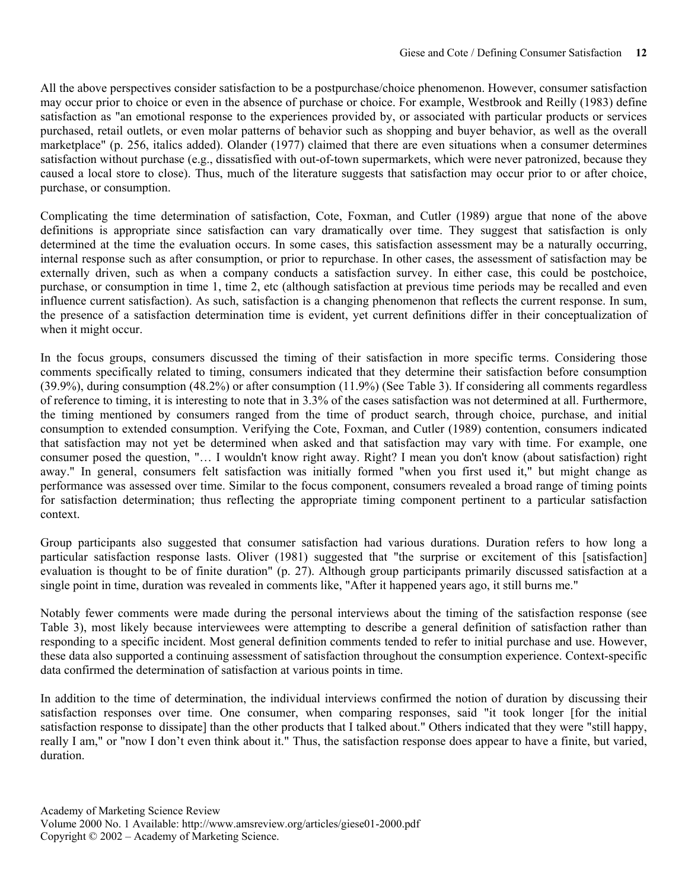All the above perspectives consider satisfaction to be a postpurchase/choice phenomenon. However, consumer satisfaction may occur prior to choice or even in the absence of purchase or choice. For example, Westbrook and Reilly (1983) define satisfaction as "an emotional response to the experiences provided by, or associated with particular products or services purchased, retail outlets, or even molar patterns of behavior such as shopping and buyer behavior, as well as the overall marketplace" (p. 256, italics added). Olander (1977) claimed that there are even situations when a consumer determines satisfaction without purchase (e.g., dissatisfied with out-of-town supermarkets, which were never patronized, because they caused a local store to close). Thus, much of the literature suggests that satisfaction may occur prior to or after choice, purchase, or consumption.

Complicating the time determination of satisfaction, Cote, Foxman, and Cutler (1989) argue that none of the above definitions is appropriate since satisfaction can vary dramatically over time. They suggest that satisfaction is only determined at the time the evaluation occurs. In some cases, this satisfaction assessment may be a naturally occurring, internal response such as after consumption, or prior to repurchase. In other cases, the assessment of satisfaction may be externally driven, such as when a company conducts a satisfaction survey. In either case, this could be postchoice, purchase, or consumption in time 1, time 2, etc (although satisfaction at previous time periods may be recalled and even influence current satisfaction). As such, satisfaction is a changing phenomenon that reflects the current response. In sum, the presence of a satisfaction determination time is evident, yet current definitions differ in their conceptualization of when it might occur.

In the focus groups, consumers discussed the timing of their satisfaction in more specific terms. Considering those comments specifically related to timing, consumers indicated that they determine their satisfaction before consumption (39.9%), during consumption (48.2%) or after consumption (11.9%) (See Table 3). If considering all comments regardless of reference to timing, it is interesting to note that in 3.3% of the cases satisfaction was not determined at all. Furthermore, the timing mentioned by consumers ranged from the time of product search, through choice, purchase, and initial consumption to extended consumption. Verifying the Cote, Foxman, and Cutler (1989) contention, consumers indicated that satisfaction may not yet be determined when asked and that satisfaction may vary with time. For example, one consumer posed the question, "… I wouldn't know right away. Right? I mean you don't know (about satisfaction) right away." In general, consumers felt satisfaction was initially formed "when you first used it," but might change as performance was assessed over time. Similar to the focus component, consumers revealed a broad range of timing points for satisfaction determination; thus reflecting the appropriate timing component pertinent to a particular satisfaction context.

Group participants also suggested that consumer satisfaction had various durations. Duration refers to how long a particular satisfaction response lasts. Oliver (1981) suggested that "the surprise or excitement of this [satisfaction] evaluation is thought to be of finite duration" (p. 27). Although group participants primarily discussed satisfaction at a single point in time, duration was revealed in comments like, "After it happened years ago, it still burns me."

Notably fewer comments were made during the personal interviews about the timing of the satisfaction response (see Table 3), most likely because interviewees were attempting to describe a general definition of satisfaction rather than responding to a specific incident. Most general definition comments tended to refer to initial purchase and use. However, these data also supported a continuing assessment of satisfaction throughout the consumption experience. Context-specific data confirmed the determination of satisfaction at various points in time.

In addition to the time of determination, the individual interviews confirmed the notion of duration by discussing their satisfaction responses over time. One consumer, when comparing responses, said "it took longer [for the initial satisfaction response to dissipate] than the other products that I talked about." Others indicated that they were "still happy, really I am," or "now I don't even think about it." Thus, the satisfaction response does appear to have a finite, but varied, duration.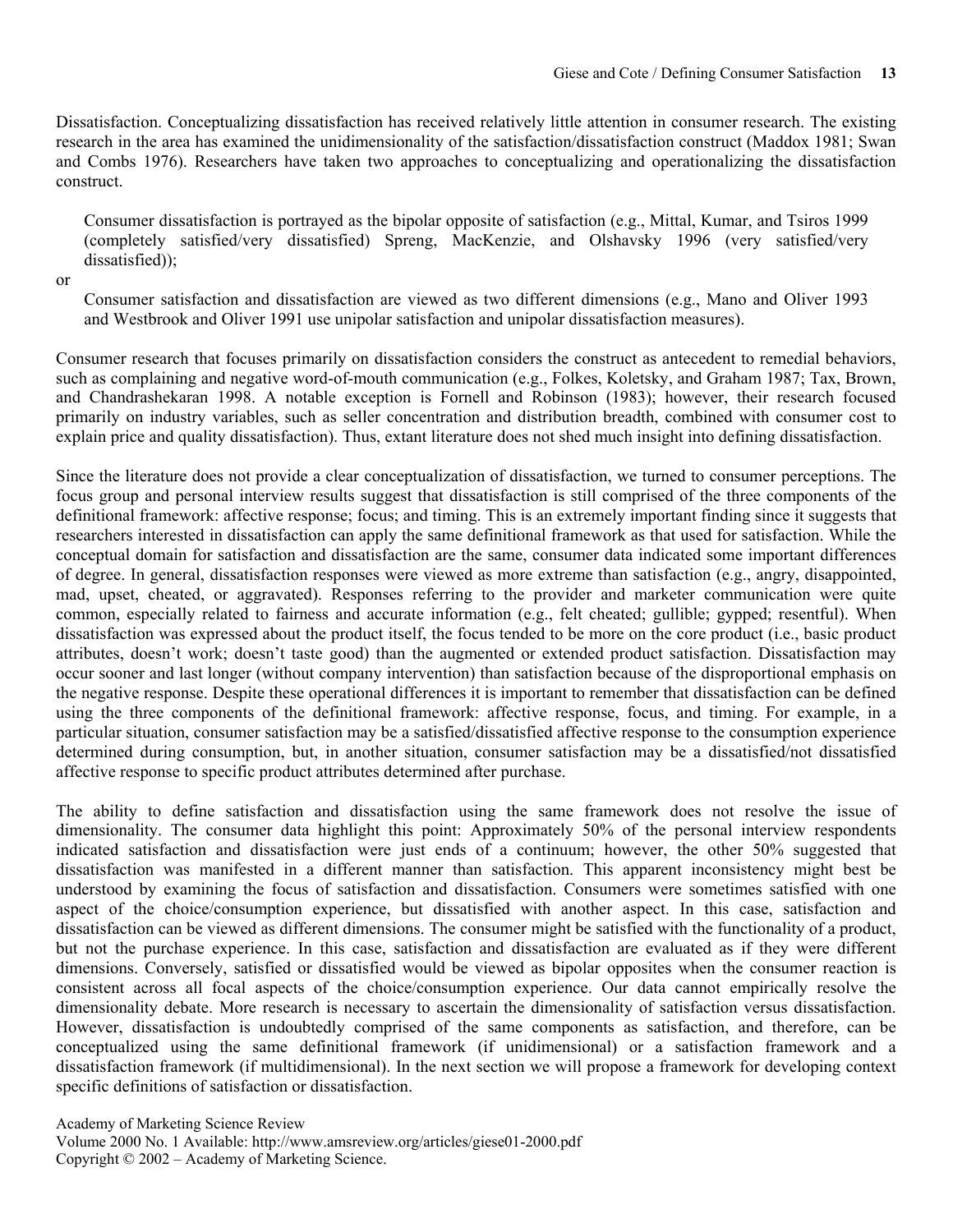Dissatisfaction. Conceptualizing dissatisfaction has received relatively little attention in consumer research. The existing research in the area has examined the unidimensionality of the satisfaction/dissatisfaction construct (Maddox 1981; Swan and Combs 1976). Researchers have taken two approaches to conceptualizing and operationalizing the dissatisfaction construct.

> Consumer dissatisfaction is portrayed as the bipolar opposite of satisfaction (e.g., Mittal, Kumar, and Tsiros 1999 (completely satisfied/very dissatisfied) Spreng, MacKenzie, and Olshavsky 1996 (very satisfied/very dissatisfied));

or

> Consumer satisfaction and dissatisfaction are viewed as two different dimensions (e.g., Mano and Oliver 1993 and Westbrook and Oliver 1991 use unipolar satisfaction and unipolar dissatisfaction measures).

Consumer research that focuses primarily on dissatisfaction considers the construct as antecedent to remedial behaviors, such as complaining and negative word-of-mouth communication (e.g., Folkes, Koletsky, and Graham 1987; Tax, Brown, and Chandrashekaran 1998. A notable exception is Fornell and Robinson (1983); however, their research focused primarily on industry variables, such as seller concentration and distribution breadth, combined with consumer cost to explain price and quality dissatisfaction). Thus, extant literature does not shed much insight into defining dissatisfaction.

Since the literature does not provide a clear conceptualization of dissatisfaction, we turned to consumer perceptions. The focus group and personal interview results suggest that dissatisfaction is still comprised of the three components of the definitional framework: affective response; focus; and timing. This is an extremely important finding since it suggests that researchers interested in dissatisfaction can apply the same definitional framework as that used for satisfaction. While the conceptual domain for satisfaction and dissatisfaction are the same, consumer data indicated some important differences of degree. In general, dissatisfaction responses were viewed as more extreme than satisfaction (e.g., angry, disappointed, mad, upset, cheated, or aggravated). Responses referring to the provider and marketer communication were quite common, especially related to fairness and accurate information (e.g., felt cheated; gullible; gypped; resentful). When dissatisfaction was expressed about the product itself, the focus tended to be more on the core product (i.e., basic product attributes, doesn't work; doesn't taste good) than the augmented or extended product satisfaction. Dissatisfaction may occur sooner and last longer (without company intervention) than satisfaction because of the disproportional emphasis on the negative response. Despite these operational differences it is important to remember that dissatisfaction can be defined using the three components of the definitional framework: affective response, focus, and timing. For example, in a particular situation, consumer satisfaction may be a satisfied/dissatisfied affective response to the consumption experience determined during consumption, but, in another situation, consumer satisfaction may be a dissatisfied/not dissatisfied affective response to specific product attributes determined after purchase.

The ability to define satisfaction and dissatisfaction using the same framework does not resolve the issue of dimensionality. The consumer data highlight this point: Approximately 50% of the personal interview respondents indicated satisfaction and dissatisfaction were just ends of a continuum; however, the other 50% suggested that dissatisfaction was manifested in a different manner than satisfaction. This apparent inconsistency might best be understood by examining the focus of satisfaction and dissatisfaction. Consumers were sometimes satisfied with one aspect of the choice/consumption experience, but dissatisfied with another aspect. In this case, satisfaction and dissatisfaction can be viewed as different dimensions. The consumer might be satisfied with the functionality of a product, but not the purchase experience. In this case, satisfaction and dissatisfaction are evaluated as if they were different dimensions. Conversely, satisfied or dissatisfied would be viewed as bipolar opposites when the consumer reaction is consistent across all focal aspects of the choice/consumption experience. Our data cannot empirically resolve the dimensionality debate. More research is necessary to ascertain the dimensionality of satisfaction versus dissatisfaction. However, dissatisfaction is undoubtedly comprised of the same components as satisfaction, and therefore, can be conceptualized using the same definitional framework (if unidimensional) or a satisfaction framework and a dissatisfaction framework (if multidimensional). In the next section we will propose a framework for developing context specific definitions of satisfaction or dissatisfaction.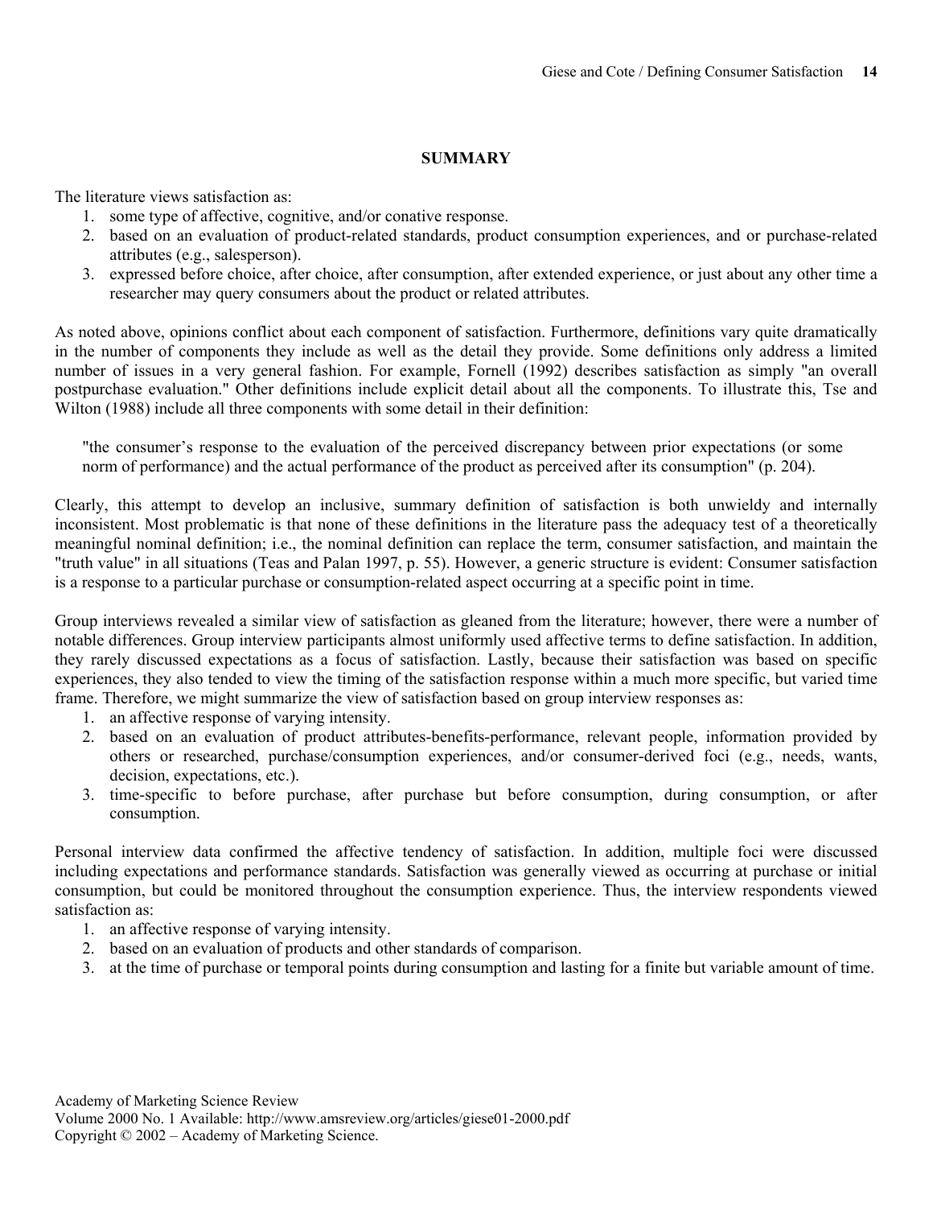## SUMMARY

The literature views satisfaction as:

1. some type of affective, cognitive, and/or conative response.
2. based on an evaluation of product-related standards, product consumption experiences, and or purchase-related attributes (e.g., salesperson).
3. expressed before choice, after choice, after consumption, after extended experience, or just about any other time a researcher may query consumers about the product or related attributes.

As noted above, opinions conflict about each component of satisfaction. Furthermore, definitions vary quite dramatically in the number of components they include as well as the detail they provide. Some definitions only address a limited number of issues in a very general fashion. For example, Fornell (1992) describes satisfaction as simply "an overall postpurchase evaluation." Other definitions include explicit detail about all the components. To illustrate this, Tse and Wilton (1988) include all three components with some detail in their definition:

> "the consumer's response to the evaluation of the perceived discrepancy between prior expectations (or some norm of performance) and the actual performance of the product as perceived after its consumption" (p. 204).

Clearly, this attempt to develop an inclusive, summary definition of satisfaction is both unwieldy and internally inconsistent. Most problematic is that none of these definitions in the literature pass the adequacy test of a theoretically meaningful nominal definition; i.e., the nominal definition can replace the term, consumer satisfaction, and maintain the "truth value" in all situations (Teas and Palan 1997, p. 55). However, a generic structure is evident: Consumer satisfaction is a response to a particular purchase or consumption-related aspect occurring at a specific point in time.

Group interviews revealed a similar view of satisfaction as gleaned from the literature; however, there were a number of notable differences. Group interview participants almost uniformly used affective terms to define satisfaction. In addition, they rarely discussed expectations as a focus of satisfaction. Lastly, because their satisfaction was based on specific experiences, they also tended to view the timing of the satisfaction response within a much more specific, but varied time frame. Therefore, we might summarize the view of satisfaction based on group interview responses as:

1. an affective response of varying intensity.
2. based on an evaluation of product attributes-benefits-performance, relevant people, information provided by others or researched, purchase/consumption experiences, and/or consumer-derived foci (e.g., needs, wants, decision, expectations, etc.).
3. time-specific to before purchase, after purchase but before consumption, during consumption, or after consumption.

Personal interview data confirmed the affective tendency of satisfaction. In addition, multiple foci were discussed including expectations and performance standards. Satisfaction was generally viewed as occurring at purchase or initial consumption, but could be monitored throughout the consumption experience. Thus, the interview respondents viewed satisfaction as:

1. an affective response of varying intensity.
2. based on an evaluation of products and other standards of comparison.
3. at the time of purchase or temporal points during consumption and lasting for a finite but variable amount of time.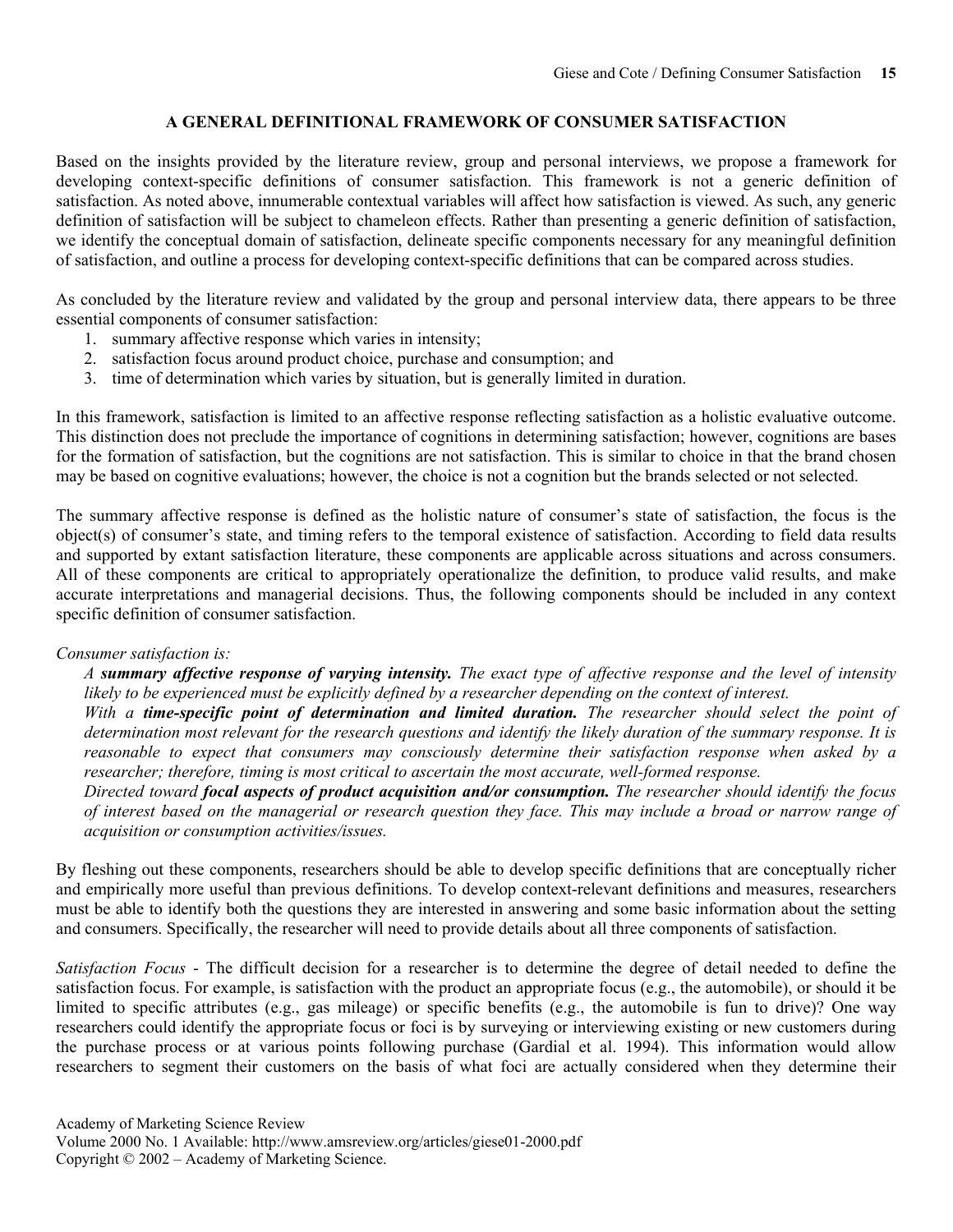## A GENERAL DEFINITIONAL FRAMEWORK OF CONSUMER SATISFACTION

Based on the insights provided by the literature review, group and personal interviews, we propose a framework for developing context-specific definitions of consumer satisfaction. This framework is not a generic definition of satisfaction. As noted above, innumerable contextual variables will affect how satisfaction is viewed. As such, any generic definition of satisfaction will be subject to chameleon effects. Rather than presenting a generic definition of satisfaction, we identify the conceptual domain of satisfaction, delineate specific components necessary for any meaningful definition of satisfaction, and outline a process for developing context-specific definitions that can be compared across studies.

As concluded by the literature review and validated by the group and personal interview data, there appears to be three essential components of consumer satisfaction:

1. summary affective response which varies in intensity;
2. satisfaction focus around product choice, purchase and consumption; and
3. time of determination which varies by situation, but is generally limited in duration.

In this framework, satisfaction is limited to an affective response reflecting satisfaction as a holistic evaluative outcome. This distinction does not preclude the importance of cognitions in determining satisfaction; however, cognitions are bases for the formation of satisfaction, but the cognitions are not satisfaction. This is similar to choice in that the brand chosen may be based on cognitive evaluations; however, the choice is not a cognition but the brands selected or not selected.

The summary affective response is defined as the holistic nature of consumer's state of satisfaction, the focus is the object(s) of consumer's state, and timing refers to the temporal existence of satisfaction. According to field data results and supported by extant satisfaction literature, these components are applicable across situations and across consumers. All of these components are critical to appropriately operationalize the definition, to produce valid results, and make accurate interpretations and managerial decisions. Thus, the following components should be included in any context specific definition of consumer satisfaction.

*Consumer satisfaction is:*

*A* ***summary affective response of varying intensity.*** *The exact type of affective response and the level of intensity likely to be experienced must be explicitly defined by a researcher depending on the context of interest.*

*With a* ***time-specific point of determination and limited duration.*** *The researcher should select the point of determination most relevant for the research questions and identify the likely duration of the summary response. It is reasonable to expect that consumers may consciously determine their satisfaction response when asked by a researcher; therefore, timing is most critical to ascertain the most accurate, well-formed response.*

*Directed toward* ***focal aspects of product acquisition and/or consumption.*** *The researcher should identify the focus of interest based on the managerial or research question they face. This may include a broad or narrow range of acquisition or consumption activities/issues.*

By fleshing out these components, researchers should be able to develop specific definitions that are conceptually richer and empirically more useful than previous definitions. To develop context-relevant definitions and measures, researchers must be able to identify both the questions they are interested in answering and some basic information about the setting and consumers. Specifically, the researcher will need to provide details about all three components of satisfaction.

*Satisfaction Focus* - The difficult decision for a researcher is to determine the degree of detail needed to define the satisfaction focus. For example, is satisfaction with the product an appropriate focus (e.g., the automobile), or should it be limited to specific attributes (e.g., gas mileage) or specific benefits (e.g., the automobile is fun to drive)? One way researchers could identify the appropriate focus or foci is by surveying or interviewing existing or new customers during the purchase process or at various points following purchase (Gardial et al. 1994). This information would allow researchers to segment their customers on the basis of what foci are actually considered when they determine their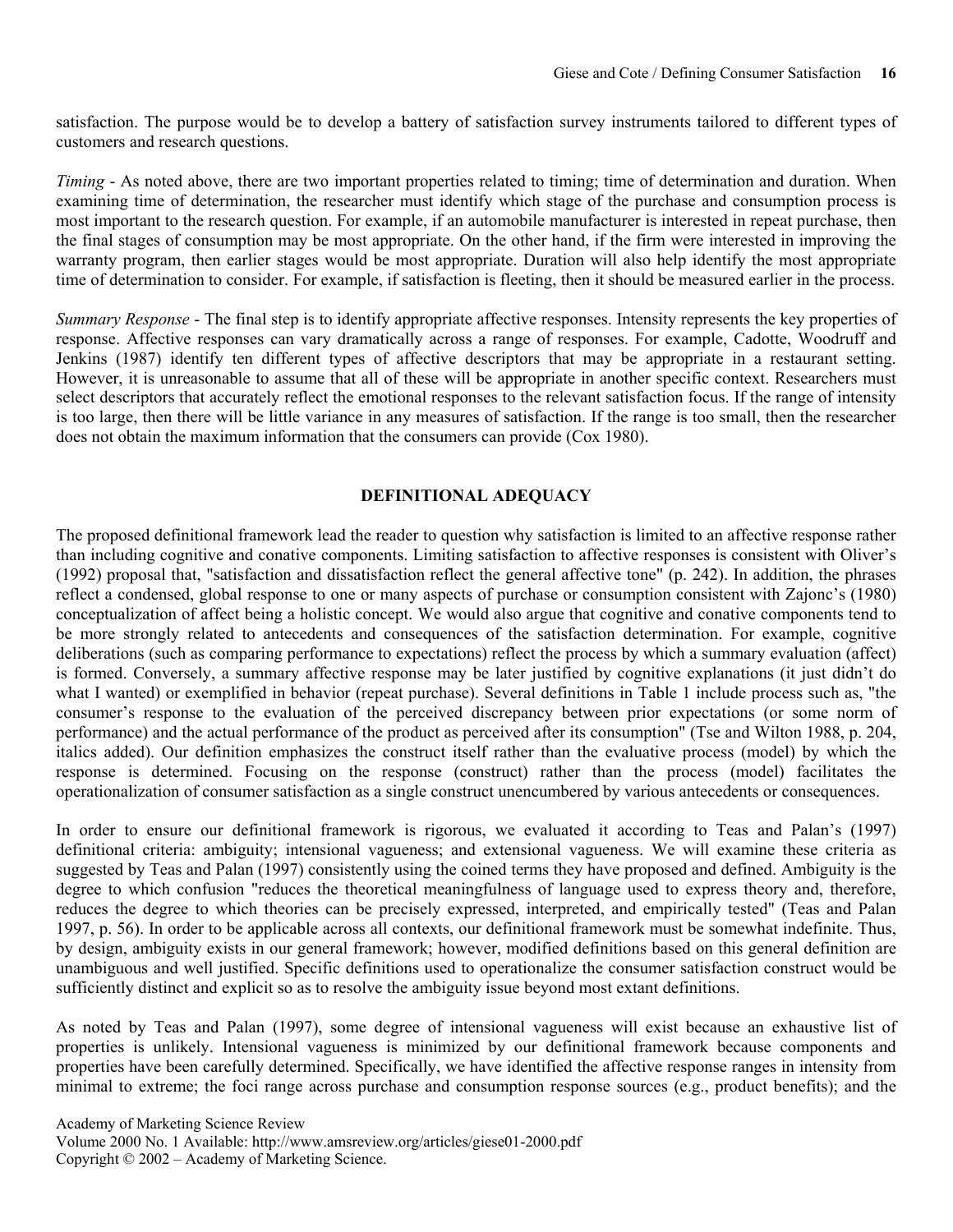satisfaction. The purpose would be to develop a battery of satisfaction survey instruments tailored to different types of customers and research questions.

*Timing* - As noted above, there are two important properties related to timing; time of determination and duration. When examining time of determination, the researcher must identify which stage of the purchase and consumption process is most important to the research question. For example, if an automobile manufacturer is interested in repeat purchase, then the final stages of consumption may be most appropriate. On the other hand, if the firm were interested in improving the warranty program, then earlier stages would be most appropriate. Duration will also help identify the most appropriate time of determination to consider. For example, if satisfaction is fleeting, then it should be measured earlier in the process.

*Summary Response* - The final step is to identify appropriate affective responses. Intensity represents the key properties of response. Affective responses can vary dramatically across a range of responses. For example, Cadotte, Woodruff and Jenkins (1987) identify ten different types of affective descriptors that may be appropriate in a restaurant setting. However, it is unreasonable to assume that all of these will be appropriate in another specific context. Researchers must select descriptors that accurately reflect the emotional responses to the relevant satisfaction focus. If the range of intensity is too large, then there will be little variance in any measures of satisfaction. If the range is too small, then the researcher does not obtain the maximum information that the consumers can provide (Cox 1980).

## DEFINITIONAL ADEQUACY

The proposed definitional framework lead the reader to question why satisfaction is limited to an affective response rather than including cognitive and conative components. Limiting satisfaction to affective responses is consistent with Oliver's (1992) proposal that, "satisfaction and dissatisfaction reflect the general affective tone" (p. 242). In addition, the phrases reflect a condensed, global response to one or many aspects of purchase or consumption consistent with Zajonc's (1980) conceptualization of affect being a holistic concept. We would also argue that cognitive and conative components tend to be more strongly related to antecedents and consequences of the satisfaction determination. For example, cognitive deliberations (such as comparing performance to expectations) reflect the process by which a summary evaluation (affect) is formed. Conversely, a summary affective response may be later justified by cognitive explanations (it just didn't do what I wanted) or exemplified in behavior (repeat purchase). Several definitions in Table 1 include process such as, "the consumer's response to the evaluation of the perceived discrepancy between prior expectations (or some norm of performance) and the actual performance of the product as perceived after its consumption" (Tse and Wilton 1988, p. 204, italics added). Our definition emphasizes the construct itself rather than the evaluative process (model) by which the response is determined. Focusing on the response (construct) rather than the process (model) facilitates the operationalization of consumer satisfaction as a single construct unencumbered by various antecedents or consequences.

In order to ensure our definitional framework is rigorous, we evaluated it according to Teas and Palan's (1997) definitional criteria: ambiguity; intensional vagueness; and extensional vagueness. We will examine these criteria as suggested by Teas and Palan (1997) consistently using the coined terms they have proposed and defined. Ambiguity is the degree to which confusion "reduces the theoretical meaningfulness of language used to express theory and, therefore, reduces the degree to which theories can be precisely expressed, interpreted, and empirically tested" (Teas and Palan 1997, p. 56). In order to be applicable across all contexts, our definitional framework must be somewhat indefinite. Thus, by design, ambiguity exists in our general framework; however, modified definitions based on this general definition are unambiguous and well justified. Specific definitions used to operationalize the consumer satisfaction construct would be sufficiently distinct and explicit so as to resolve the ambiguity issue beyond most extant definitions.

As noted by Teas and Palan (1997), some degree of intensional vagueness will exist because an exhaustive list of properties is unlikely. Intensional vagueness is minimized by our definitional framework because components and properties have been carefully determined. Specifically, we have identified the affective response ranges in intensity from minimal to extreme; the foci range across purchase and consumption response sources (e.g., product benefits); and the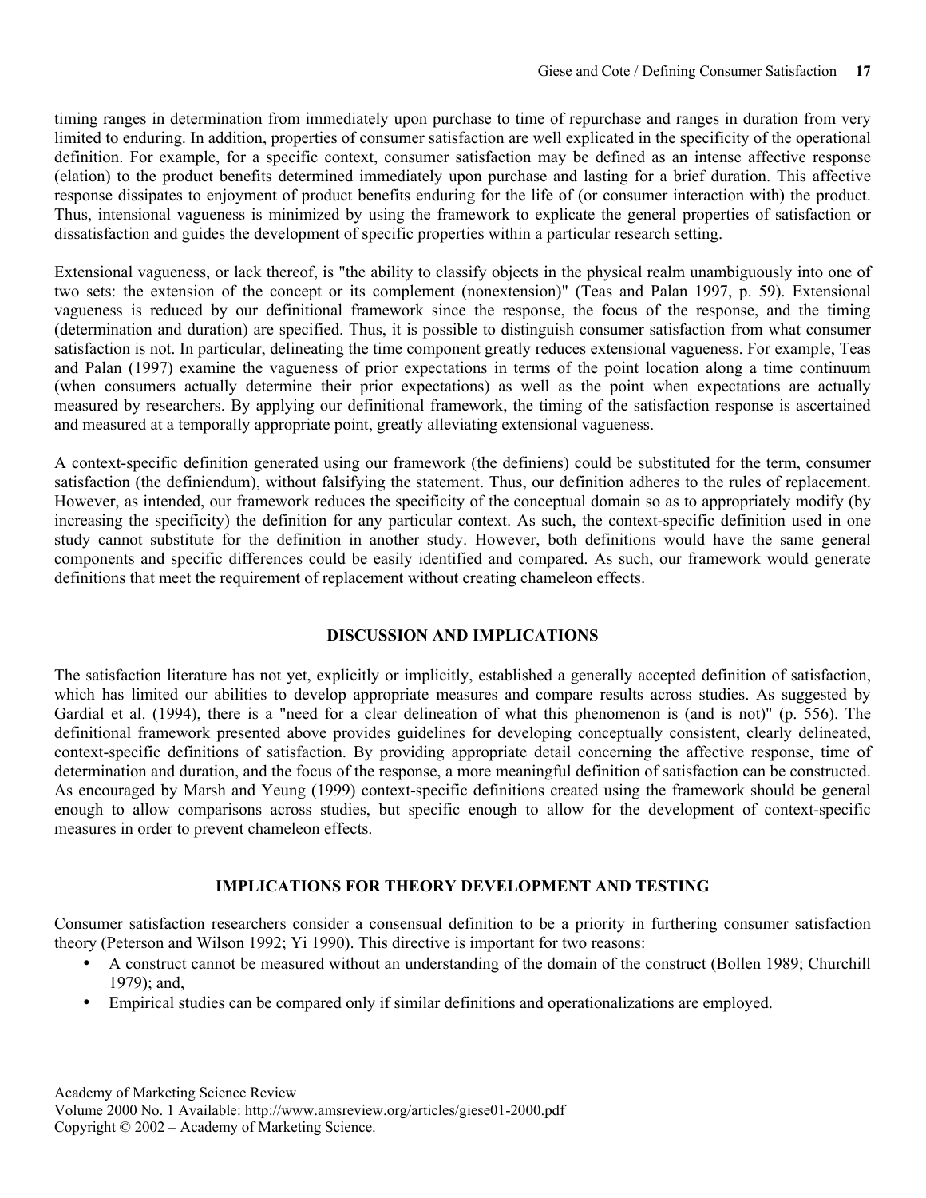timing ranges in determination from immediately upon purchase to time of repurchase and ranges in duration from very limited to enduring. In addition, properties of consumer satisfaction are well explicated in the specificity of the operational definition. For example, for a specific context, consumer satisfaction may be defined as an intense affective response (elation) to the product benefits determined immediately upon purchase and lasting for a brief duration. This affective response dissipates to enjoyment of product benefits enduring for the life of (or consumer interaction with) the product. Thus, intensional vagueness is minimized by using the framework to explicate the general properties of satisfaction or dissatisfaction and guides the development of specific properties within a particular research setting.

Extensional vagueness, or lack thereof, is "the ability to classify objects in the physical realm unambiguously into one of two sets: the extension of the concept or its complement (nonextension)" (Teas and Palan 1997, p. 59). Extensional vagueness is reduced by our definitional framework since the response, the focus of the response, and the timing (determination and duration) are specified. Thus, it is possible to distinguish consumer satisfaction from what consumer satisfaction is not. In particular, delineating the time component greatly reduces extensional vagueness. For example, Teas and Palan (1997) examine the vagueness of prior expectations in terms of the point location along a time continuum (when consumers actually determine their prior expectations) as well as the point when expectations are actually measured by researchers. By applying our definitional framework, the timing of the satisfaction response is ascertained and measured at a temporally appropriate point, greatly alleviating extensional vagueness.

A context-specific definition generated using our framework (the definiens) could be substituted for the term, consumer satisfaction (the definiendum), without falsifying the statement. Thus, our definition adheres to the rules of replacement. However, as intended, our framework reduces the specificity of the conceptual domain so as to appropriately modify (by increasing the specificity) the definition for any particular context. As such, the context-specific definition used in one study cannot substitute for the definition in another study. However, both definitions would have the same general components and specific differences could be easily identified and compared. As such, our framework would generate definitions that meet the requirement of replacement without creating chameleon effects.

## DISCUSSION AND IMPLICATIONS

The satisfaction literature has not yet, explicitly or implicitly, established a generally accepted definition of satisfaction, which has limited our abilities to develop appropriate measures and compare results across studies. As suggested by Gardial et al. (1994), there is a "need for a clear delineation of what this phenomenon is (and is not)" (p. 556). The definitional framework presented above provides guidelines for developing conceptually consistent, clearly delineated, context-specific definitions of satisfaction. By providing appropriate detail concerning the affective response, time of determination and duration, and the focus of the response, a more meaningful definition of satisfaction can be constructed. As encouraged by Marsh and Yeung (1999) context-specific definitions created using the framework should be general enough to allow comparisons across studies, but specific enough to allow for the development of context-specific measures in order to prevent chameleon effects.

## IMPLICATIONS FOR THEORY DEVELOPMENT AND TESTING

Consumer satisfaction researchers consider a consensual definition to be a priority in furthering consumer satisfaction theory (Peterson and Wilson 1992; Yi 1990). This directive is important for two reasons:

- A construct cannot be measured without an understanding of the domain of the construct (Bollen 1989; Churchill 1979); and,
- Empirical studies can be compared only if similar definitions and operationalizations are employed.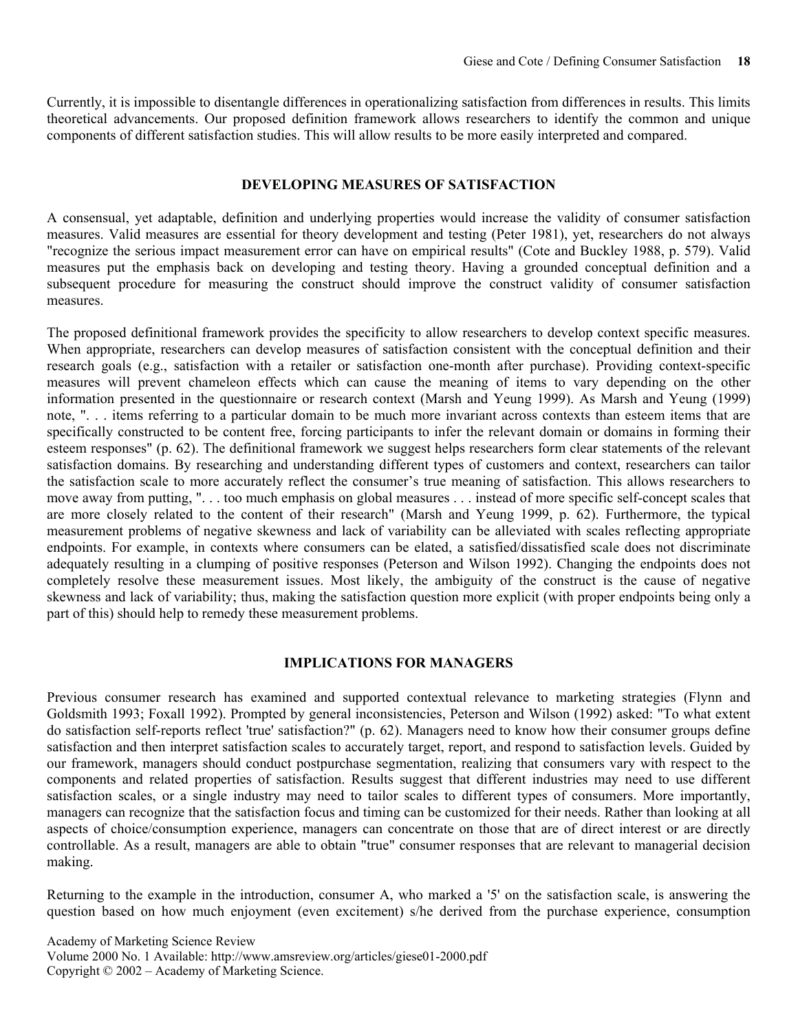Currently, it is impossible to disentangle differences in operationalizing satisfaction from differences in results. This limits theoretical advancements. Our proposed definition framework allows researchers to identify the common and unique components of different satisfaction studies. This will allow results to be more easily interpreted and compared.

## DEVELOPING MEASURES OF SATISFACTION

A consensual, yet adaptable, definition and underlying properties would increase the validity of consumer satisfaction measures. Valid measures are essential for theory development and testing (Peter 1981), yet, researchers do not always "recognize the serious impact measurement error can have on empirical results" (Cote and Buckley 1988, p. 579). Valid measures put the emphasis back on developing and testing theory. Having a grounded conceptual definition and a subsequent procedure for measuring the construct should improve the construct validity of consumer satisfaction measures.

The proposed definitional framework provides the specificity to allow researchers to develop context specific measures. When appropriate, researchers can develop measures of satisfaction consistent with the conceptual definition and their research goals (e.g., satisfaction with a retailer or satisfaction one-month after purchase). Providing context-specific measures will prevent chameleon effects which can cause the meaning of items to vary depending on the other information presented in the questionnaire or research context (Marsh and Yeung 1999). As Marsh and Yeung (1999) note, ". . . items referring to a particular domain to be much more invariant across contexts than esteem items that are specifically constructed to be content free, forcing participants to infer the relevant domain or domains in forming their esteem responses" (p. 62). The definitional framework we suggest helps researchers form clear statements of the relevant satisfaction domains. By researching and understanding different types of customers and context, researchers can tailor the satisfaction scale to more accurately reflect the consumer's true meaning of satisfaction. This allows researchers to move away from putting, ". . . too much emphasis on global measures . . . instead of more specific self-concept scales that are more closely related to the content of their research" (Marsh and Yeung 1999, p. 62). Furthermore, the typical measurement problems of negative skewness and lack of variability can be alleviated with scales reflecting appropriate endpoints. For example, in contexts where consumers can be elated, a satisfied/dissatisfied scale does not discriminate adequately resulting in a clumping of positive responses (Peterson and Wilson 1992). Changing the endpoints does not completely resolve these measurement issues. Most likely, the ambiguity of the construct is the cause of negative skewness and lack of variability; thus, making the satisfaction question more explicit (with proper endpoints being only a part of this) should help to remedy these measurement problems.

## IMPLICATIONS FOR MANAGERS

Previous consumer research has examined and supported contextual relevance to marketing strategies (Flynn and Goldsmith 1993; Foxall 1992). Prompted by general inconsistencies, Peterson and Wilson (1992) asked: "To what extent do satisfaction self-reports reflect 'true' satisfaction?" (p. 62). Managers need to know how their consumer groups define satisfaction and then interpret satisfaction scales to accurately target, report, and respond to satisfaction levels. Guided by our framework, managers should conduct postpurchase segmentation, realizing that consumers vary with respect to the components and related properties of satisfaction. Results suggest that different industries may need to use different satisfaction scales, or a single industry may need to tailor scales to different types of consumers. More importantly, managers can recognize that the satisfaction focus and timing can be customized for their needs. Rather than looking at all aspects of choice/consumption experience, managers can concentrate on those that are of direct interest or are directly controllable. As a result, managers are able to obtain "true" consumer responses that are relevant to managerial decision making.

Returning to the example in the introduction, consumer A, who marked a '5' on the satisfaction scale, is answering the question based on how much enjoyment (even excitement) s/he derived from the purchase experience, consumption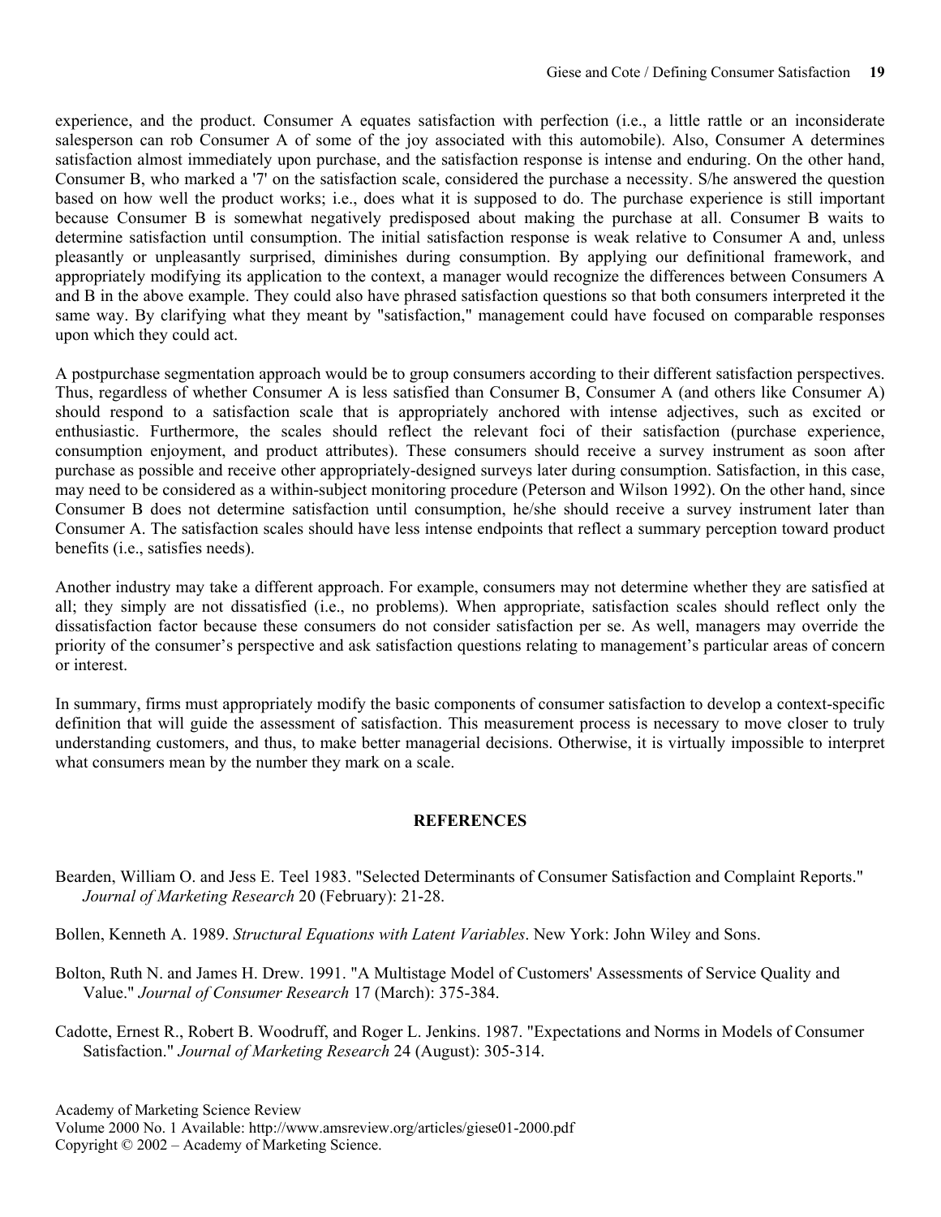experience, and the product. Consumer A equates satisfaction with perfection (i.e., a little rattle or an inconsiderate salesperson can rob Consumer A of some of the joy associated with this automobile). Also, Consumer A determines satisfaction almost immediately upon purchase, and the satisfaction response is intense and enduring. On the other hand, Consumer B, who marked a '7' on the satisfaction scale, considered the purchase a necessity. S/he answered the question based on how well the product works; i.e., does what it is supposed to do. The purchase experience is still important because Consumer B is somewhat negatively predisposed about making the purchase at all. Consumer B waits to determine satisfaction until consumption. The initial satisfaction response is weak relative to Consumer A and, unless pleasantly or unpleasantly surprised, diminishes during consumption. By applying our definitional framework, and appropriately modifying its application to the context, a manager would recognize the differences between Consumers A and B in the above example. They could also have phrased satisfaction questions so that both consumers interpreted it the same way. By clarifying what they meant by "satisfaction," management could have focused on comparable responses upon which they could act.

A postpurchase segmentation approach would be to group consumers according to their different satisfaction perspectives. Thus, regardless of whether Consumer A is less satisfied than Consumer B, Consumer A (and others like Consumer A) should respond to a satisfaction scale that is appropriately anchored with intense adjectives, such as excited or enthusiastic. Furthermore, the scales should reflect the relevant foci of their satisfaction (purchase experience, consumption enjoyment, and product attributes). These consumers should receive a survey instrument as soon after purchase as possible and receive other appropriately-designed surveys later during consumption. Satisfaction, in this case, may need to be considered as a within-subject monitoring procedure (Peterson and Wilson 1992). On the other hand, since Consumer B does not determine satisfaction until consumption, he/she should receive a survey instrument later than Consumer A. The satisfaction scales should have less intense endpoints that reflect a summary perception toward product benefits (i.e., satisfies needs).

Another industry may take a different approach. For example, consumers may not determine whether they are satisfied at all; they simply are not dissatisfied (i.e., no problems). When appropriate, satisfaction scales should reflect only the dissatisfaction factor because these consumers do not consider satisfaction per se. As well, managers may override the priority of the consumer's perspective and ask satisfaction questions relating to management's particular areas of concern or interest.

In summary, firms must appropriately modify the basic components of consumer satisfaction to develop a context-specific definition that will guide the assessment of satisfaction. This measurement process is necessary to move closer to truly understanding customers, and thus, to make better managerial decisions. Otherwise, it is virtually impossible to interpret what consumers mean by the number they mark on a scale.

## REFERENCES

Bearden, William O. and Jess E. Teel 1983. "Selected Determinants of Consumer Satisfaction and Complaint Reports." *Journal of Marketing Research* 20 (February): 21-28.

Bollen, Kenneth A. 1989. *Structural Equations with Latent Variables*. New York: John Wiley and Sons.

Bolton, Ruth N. and James H. Drew. 1991. "A Multistage Model of Customers' Assessments of Service Quality and Value." *Journal of Consumer Research* 17 (March): 375-384.

Cadotte, Ernest R., Robert B. Woodruff, and Roger L. Jenkins. 1987. "Expectations and Norms in Models of Consumer Satisfaction." *Journal of Marketing Research* 24 (August): 305-314.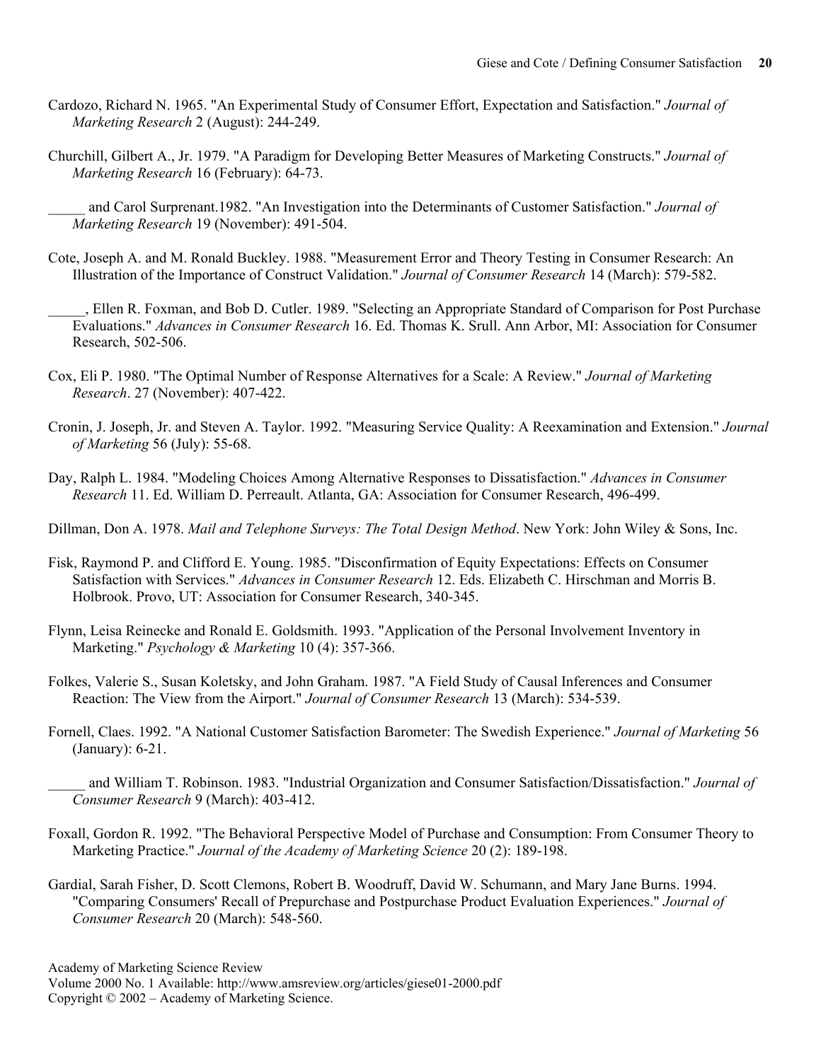Cardozo, Richard N. 1965. "An Experimental Study of Consumer Effort, Expectation and Satisfaction." *Journal of Marketing Research* 2 (August): 244-249.

Churchill, Gilbert A., Jr. 1979. "A Paradigm for Developing Better Measures of Marketing Constructs." *Journal of Marketing Research* 16 (February): 64-73.

_____ and Carol Surprenant.1982. "An Investigation into the Determinants of Customer Satisfaction." *Journal of Marketing Research* 19 (November): 491-504.

Cote, Joseph A. and M. Ronald Buckley. 1988. "Measurement Error and Theory Testing in Consumer Research: An Illustration of the Importance of Construct Validation." *Journal of Consumer Research* 14 (March): 579-582.

_____, Ellen R. Foxman, and Bob D. Cutler. 1989. "Selecting an Appropriate Standard of Comparison for Post Purchase Evaluations." *Advances in Consumer Research* 16. Ed. Thomas K. Srull. Ann Arbor, MI: Association for Consumer Research, 502-506.

Cox, Eli P. 1980. "The Optimal Number of Response Alternatives for a Scale: A Review." *Journal of Marketing Research*. 27 (November): 407-422.

Cronin, J. Joseph, Jr. and Steven A. Taylor. 1992. "Measuring Service Quality: A Reexamination and Extension." *Journal of Marketing* 56 (July): 55-68.

Day, Ralph L. 1984. "Modeling Choices Among Alternative Responses to Dissatisfaction." *Advances in Consumer Research* 11. Ed. William D. Perreault. Atlanta, GA: Association for Consumer Research, 496-499.

Dillman, Don A. 1978. *Mail and Telephone Surveys: The Total Design Method*. New York: John Wiley & Sons, Inc.

Fisk, Raymond P. and Clifford E. Young. 1985. "Disconfirmation of Equity Expectations: Effects on Consumer Satisfaction with Services." *Advances in Consumer Research* 12. Eds. Elizabeth C. Hirschman and Morris B. Holbrook. Provo, UT: Association for Consumer Research, 340-345.

Flynn, Leisa Reinecke and Ronald E. Goldsmith. 1993. "Application of the Personal Involvement Inventory in Marketing." *Psychology & Marketing* 10 (4): 357-366.

Folkes, Valerie S., Susan Koletsky, and John Graham. 1987. "A Field Study of Causal Inferences and Consumer Reaction: The View from the Airport." *Journal of Consumer Research* 13 (March): 534-539.

Fornell, Claes. 1992. "A National Customer Satisfaction Barometer: The Swedish Experience." *Journal of Marketing* 56 (January): 6-21.

_____ and William T. Robinson. 1983. "Industrial Organization and Consumer Satisfaction/Dissatisfaction." *Journal of Consumer Research* 9 (March): 403-412.

Foxall, Gordon R. 1992. "The Behavioral Perspective Model of Purchase and Consumption: From Consumer Theory to Marketing Practice." *Journal of the Academy of Marketing Science* 20 (2): 189-198.

Gardial, Sarah Fisher, D. Scott Clemons, Robert B. Woodruff, David W. Schumann, and Mary Jane Burns. 1994. "Comparing Consumers' Recall of Prepurchase and Postpurchase Product Evaluation Experiences." *Journal of Consumer Research* 20 (March): 548-560.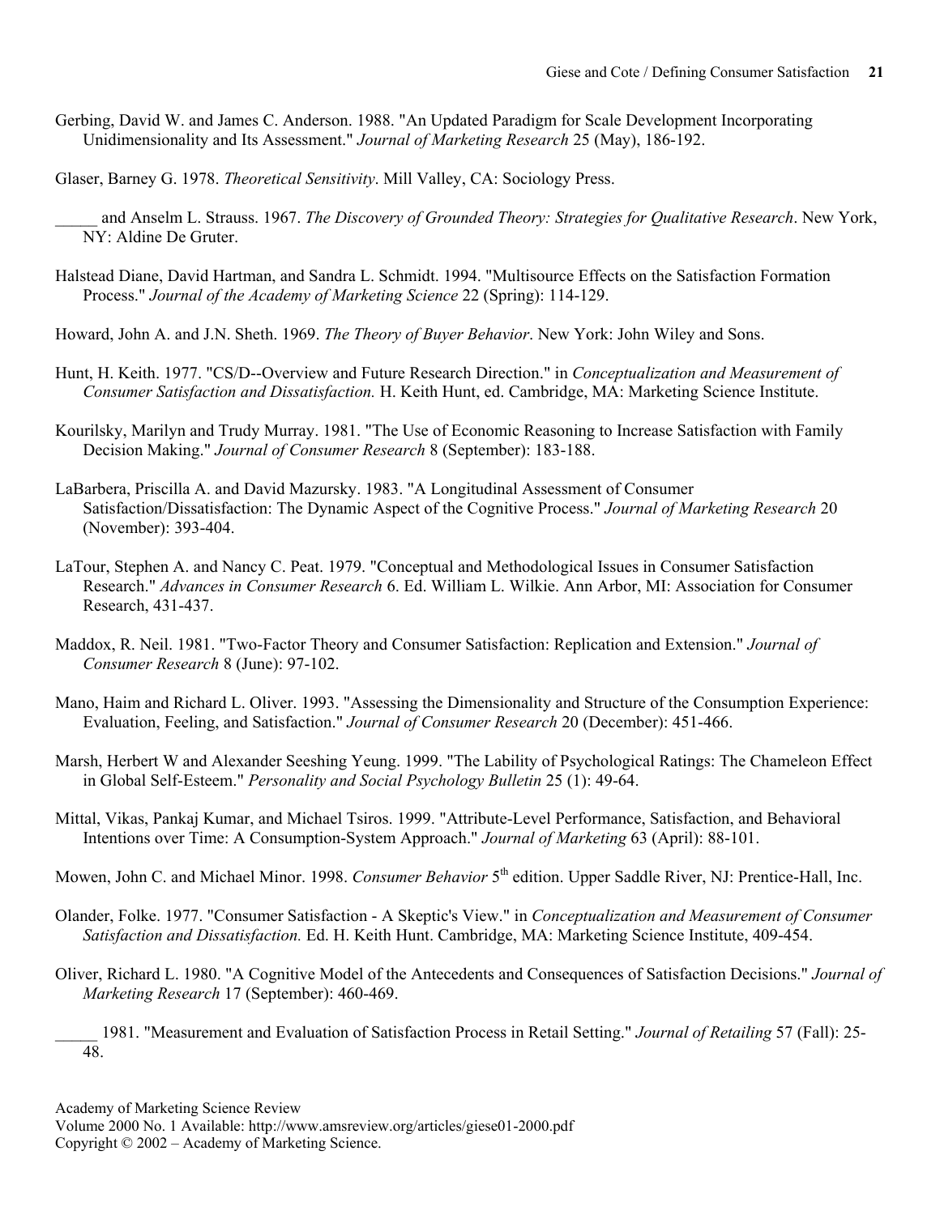Gerbing, David W. and James C. Anderson. 1988. "An Updated Paradigm for Scale Development Incorporating Unidimensionality and Its Assessment." *Journal of Marketing Research* 25 (May), 186-192.

Glaser, Barney G. 1978. *Theoretical Sensitivity*. Mill Valley, CA: Sociology Press.

_____ and Anselm L. Strauss. 1967. *The Discovery of Grounded Theory: Strategies for Qualitative Research*. New York, NY: Aldine De Gruter.

Halstead Diane, David Hartman, and Sandra L. Schmidt. 1994. "Multisource Effects on the Satisfaction Formation Process." *Journal of the Academy of Marketing Science* 22 (Spring): 114-129.

Howard, John A. and J.N. Sheth. 1969. *The Theory of Buyer Behavior*. New York: John Wiley and Sons.

Hunt, H. Keith. 1977. "CS/D--Overview and Future Research Direction." in *Conceptualization and Measurement of Consumer Satisfaction and Dissatisfaction.* H. Keith Hunt, ed. Cambridge, MA: Marketing Science Institute.

Kourilsky, Marilyn and Trudy Murray. 1981. "The Use of Economic Reasoning to Increase Satisfaction with Family Decision Making." *Journal of Consumer Research* 8 (September): 183-188.

LaBarbera, Priscilla A. and David Mazursky. 1983. "A Longitudinal Assessment of Consumer Satisfaction/Dissatisfaction: The Dynamic Aspect of the Cognitive Process." *Journal of Marketing Research* 20 (November): 393-404.

LaTour, Stephen A. and Nancy C. Peat. 1979. "Conceptual and Methodological Issues in Consumer Satisfaction Research." *Advances in Consumer Research* 6. Ed. William L. Wilkie. Ann Arbor, MI: Association for Consumer Research, 431-437.

Maddox, R. Neil. 1981. "Two-Factor Theory and Consumer Satisfaction: Replication and Extension." *Journal of Consumer Research* 8 (June): 97-102.

Mano, Haim and Richard L. Oliver. 1993. "Assessing the Dimensionality and Structure of the Consumption Experience: Evaluation, Feeling, and Satisfaction." *Journal of Consumer Research* 20 (December): 451-466.

Marsh, Herbert W and Alexander Seeshing Yeung. 1999. "The Lability of Psychological Ratings: The Chameleon Effect in Global Self-Esteem." *Personality and Social Psychology Bulletin* 25 (1): 49-64.

Mittal, Vikas, Pankaj Kumar, and Michael Tsiros. 1999. "Attribute-Level Performance, Satisfaction, and Behavioral Intentions over Time: A Consumption-System Approach." *Journal of Marketing* 63 (April): 88-101.

Mowen, John C. and Michael Minor. 1998. *Consumer Behavior* 5th edition. Upper Saddle River, NJ: Prentice-Hall, Inc.

Olander, Folke. 1977. "Consumer Satisfaction - A Skeptic's View." in *Conceptualization and Measurement of Consumer Satisfaction and Dissatisfaction.* Ed. H. Keith Hunt. Cambridge, MA: Marketing Science Institute, 409-454.

Oliver, Richard L. 1980. "A Cognitive Model of the Antecedents and Consequences of Satisfaction Decisions." *Journal of Marketing Research* 17 (September): 460-469.

_____ 1981. "Measurement and Evaluation of Satisfaction Process in Retail Setting." *Journal of Retailing* 57 (Fall): 25-48.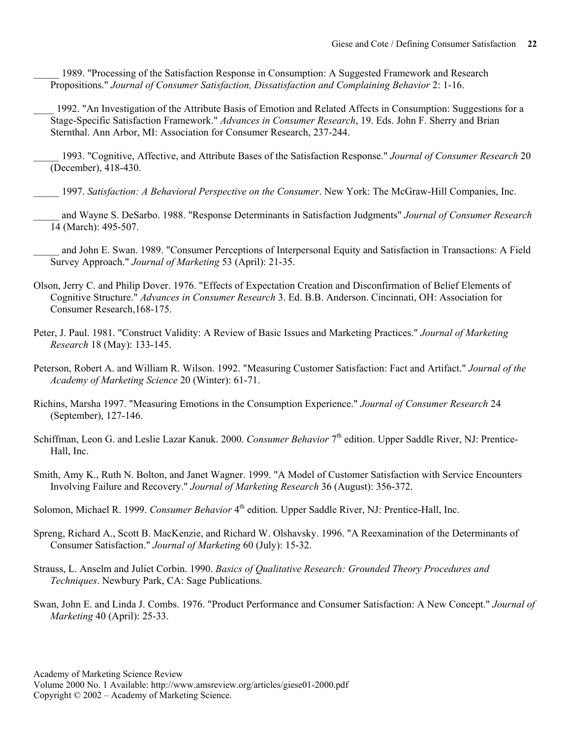_____ 1989. "Processing of the Satisfaction Response in Consumption: A Suggested Framework and Research Propositions." *Journal of Consumer Satisfaction, Dissatisfaction and Complaining Behavior* 2: 1-16.

____ 1992. "An Investigation of the Attribute Basis of Emotion and Related Affects in Consumption: Suggestions for a Stage-Specific Satisfaction Framework." *Advances in Consumer Research*, 19. Eds. John F. Sherry and Brian Sternthal. Ann Arbor, MI: Association for Consumer Research, 237-244.

_____ 1993. "Cognitive, Affective, and Attribute Bases of the Satisfaction Response." *Journal of Consumer Research* 20 (December), 418-430.

_____ 1997. *Satisfaction: A Behavioral Perspective on the Consumer*. New York: The McGraw-Hill Companies, Inc.

_____ and Wayne S. DeSarbo. 1988. "Response Determinants in Satisfaction Judgments" *Journal of Consumer Research* 14 (March): 495-507.

_____ and John E. Swan. 1989. "Consumer Perceptions of Interpersonal Equity and Satisfaction in Transactions: A Field Survey Approach." *Journal of Marketing* 53 (April): 21-35.

Olson, Jerry C. and Philip Dover. 1976. "Effects of Expectation Creation and Disconfirmation of Belief Elements of Cognitive Structure." *Advances in Consumer Research* 3. Ed. B.B. Anderson. Cincinnati, OH: Association for Consumer Research,168-175.

Peter, J. Paul. 1981. "Construct Validity: A Review of Basic Issues and Marketing Practices." *Journal of Marketing Research* 18 (May): 133-145.

Peterson, Robert A. and William R. Wilson. 1992. "Measuring Customer Satisfaction: Fact and Artifact." *Journal of the Academy of Marketing Science* 20 (Winter): 61-71.

Richins, Marsha 1997. "Measuring Emotions in the Consumption Experience." *Journal of Consumer Research* 24 (September), 127-146.

Schiffman, Leon G. and Leslie Lazar Kanuk. 2000. *Consumer Behavior* 7th edition. Upper Saddle River, NJ: Prentice-Hall, Inc.

Smith, Amy K., Ruth N. Bolton, and Janet Wagner. 1999. "A Model of Customer Satisfaction with Service Encounters Involving Failure and Recovery." *Journal of Marketing Research* 36 (August): 356-372.

Solomon, Michael R. 1999. *Consumer Behavior* 4th edition. Upper Saddle River, NJ: Prentice-Hall, Inc.

Spreng, Richard A., Scott B. MacKenzie, and Richard W. Olshavsky. 1996. "A Reexamination of the Determinants of Consumer Satisfaction." *Journal of Marketing* 60 (July): 15-32.

Strauss, L. Anselm and Juliet Corbin. 1990. *Basics of Qualitative Research: Grounded Theory Procedures and Techniques*. Newbury Park, CA: Sage Publications.

Swan, John E. and Linda J. Combs. 1976. "Product Performance and Consumer Satisfaction: A New Concept." *Journal of Marketing* 40 (April): 25-33.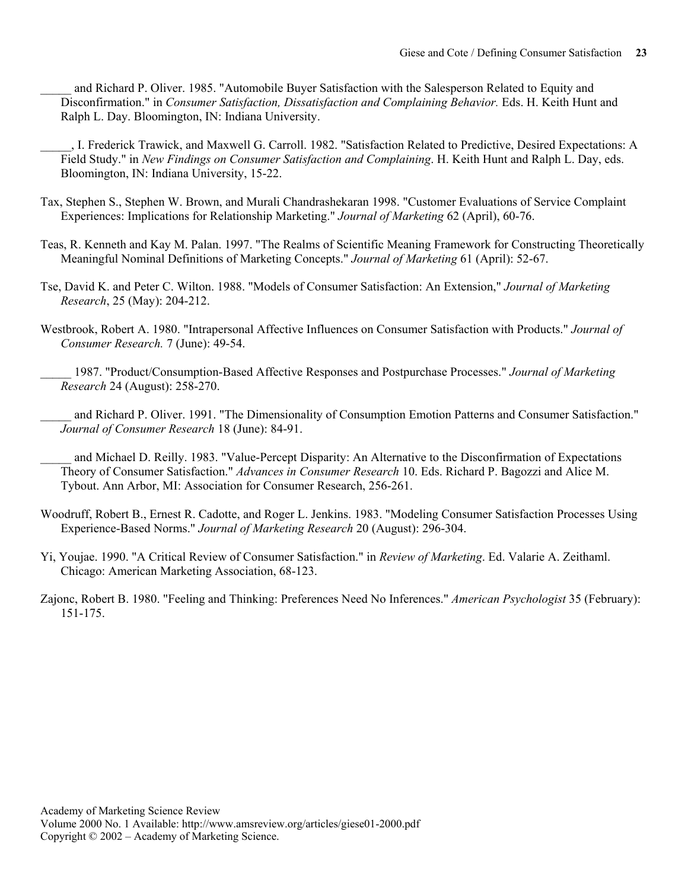_____ and Richard P. Oliver. 1985. "Automobile Buyer Satisfaction with the Salesperson Related to Equity and Disconfirmation." in *Consumer Satisfaction, Dissatisfaction and Complaining Behavior.* Eds. H. Keith Hunt and Ralph L. Day. Bloomington, IN: Indiana University.

_____, I. Frederick Trawick, and Maxwell G. Carroll. 1982. "Satisfaction Related to Predictive, Desired Expectations: A Field Study." in *New Findings on Consumer Satisfaction and Complaining*. H. Keith Hunt and Ralph L. Day, eds. Bloomington, IN: Indiana University, 15-22.

Tax, Stephen S., Stephen W. Brown, and Murali Chandrashekaran 1998. "Customer Evaluations of Service Complaint Experiences: Implications for Relationship Marketing." *Journal of Marketing* 62 (April), 60-76.

Teas, R. Kenneth and Kay M. Palan. 1997. "The Realms of Scientific Meaning Framework for Constructing Theoretically Meaningful Nominal Definitions of Marketing Concepts." *Journal of Marketing* 61 (April): 52-67.

Tse, David K. and Peter C. Wilton. 1988. "Models of Consumer Satisfaction: An Extension," *Journal of Marketing Research*, 25 (May): 204-212.

Westbrook, Robert A. 1980. "Intrapersonal Affective Influences on Consumer Satisfaction with Products." *Journal of Consumer Research.* 7 (June): 49-54.

_____ 1987. "Product/Consumption-Based Affective Responses and Postpurchase Processes." *Journal of Marketing Research* 24 (August): 258-270.

_____ and Richard P. Oliver. 1991. "The Dimensionality of Consumption Emotion Patterns and Consumer Satisfaction." *Journal of Consumer Research* 18 (June): 84-91.

_____ and Michael D. Reilly. 1983. "Value-Percept Disparity: An Alternative to the Disconfirmation of Expectations Theory of Consumer Satisfaction." *Advances in Consumer Research* 10. Eds. Richard P. Bagozzi and Alice M. Tybout. Ann Arbor, MI: Association for Consumer Research, 256-261.

Woodruff, Robert B., Ernest R. Cadotte, and Roger L. Jenkins. 1983. "Modeling Consumer Satisfaction Processes Using Experience-Based Norms." *Journal of Marketing Research* 20 (August): 296-304.

Yi, Youjae. 1990. "A Critical Review of Consumer Satisfaction." in *Review of Marketing*. Ed. Valarie A. Zeithaml. Chicago: American Marketing Association, 68-123.

Zajonc, Robert B. 1980. "Feeling and Thinking: Preferences Need No Inferences." *American Psychologist* 35 (February): 151-175.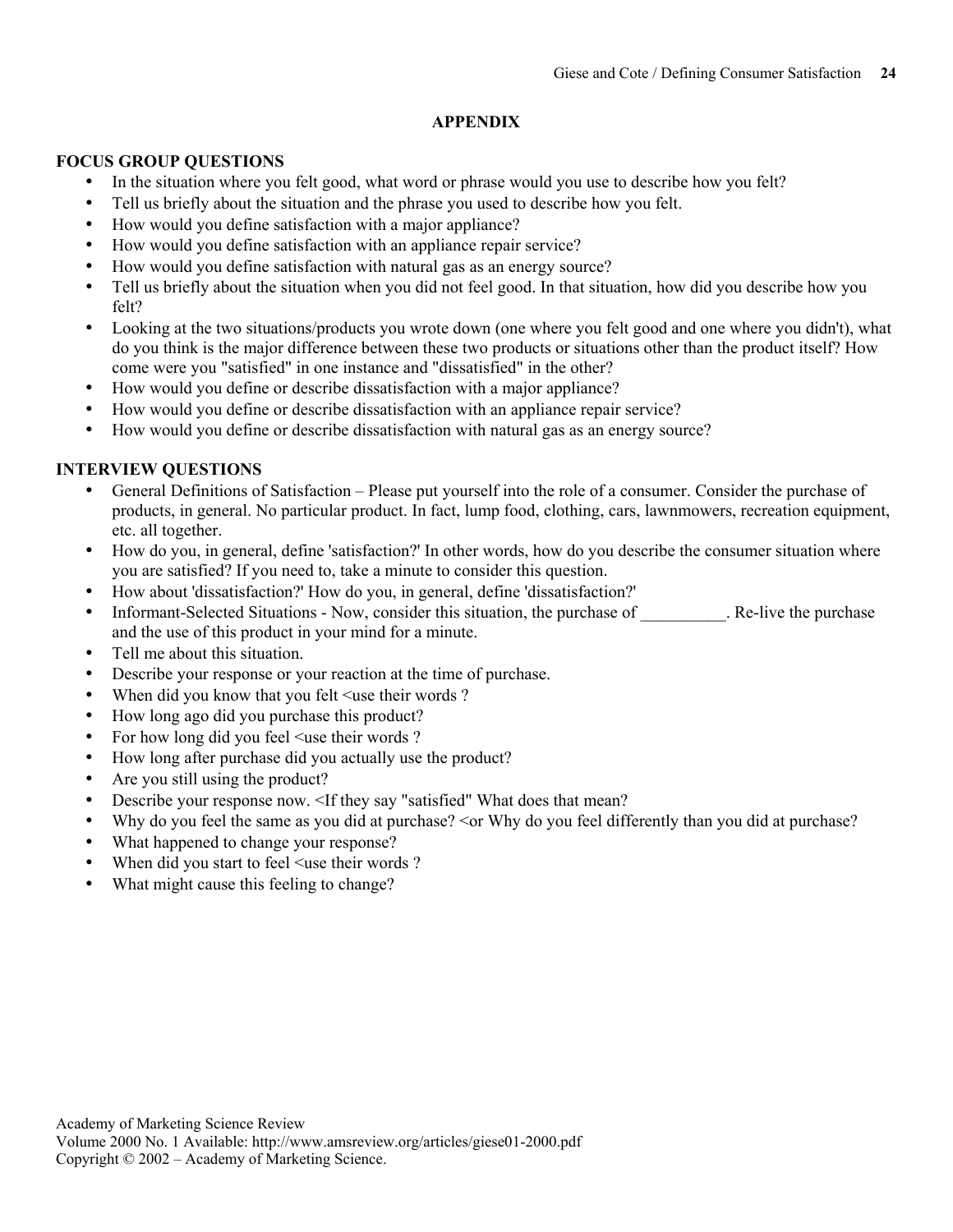## APPENDIX

### FOCUS GROUP QUESTIONS

- In the situation where you felt good, what word or phrase would you use to describe how you felt?
- Tell us briefly about the situation and the phrase you used to describe how you felt.
- How would you define satisfaction with a major appliance?
- How would you define satisfaction with an appliance repair service?
- How would you define satisfaction with natural gas as an energy source?
- Tell us briefly about the situation when you did not feel good. In that situation, how did you describe how you felt?
- Looking at the two situations/products you wrote down (one where you felt good and one where you didn't), what do you think is the major difference between these two products or situations other than the product itself? How come were you "satisfied" in one instance and "dissatisfied" in the other?
- How would you define or describe dissatisfaction with a major appliance?
- How would you define or describe dissatisfaction with an appliance repair service?
- How would you define or describe dissatisfaction with natural gas as an energy source?

### INTERVIEW QUESTIONS

- General Definitions of Satisfaction – Please put yourself into the role of a consumer. Consider the purchase of products, in general. No particular product. In fact, lump food, clothing, cars, lawnmowers, recreation equipment, etc. all together.
- How do you, in general, define 'satisfaction?' In other words, how do you describe the consumer situation where you are satisfied? If you need to, take a minute to consider this question.
- How about 'dissatisfaction?' How do you, in general, define 'dissatisfaction?'
- Informant-Selected Situations - Now, consider this situation, the purchase of __________. Re-live the purchase and the use of this product in your mind for a minute.
- Tell me about this situation.
- Describe your response or your reaction at the time of purchase.
- When did you know that you felt <use their words ?
- How long ago did you purchase this product?
- For how long did you feel <use their words ?
- How long after purchase did you actually use the product?
- Are you still using the product?
- Describe your response now. <If they say "satisfied" What does that mean?
- Why do you feel the same as you did at purchase? <or Why do you feel differently than you did at purchase?
- What happened to change your response?
- When did you start to feel <use their words ?
- What might cause this feeling to change?